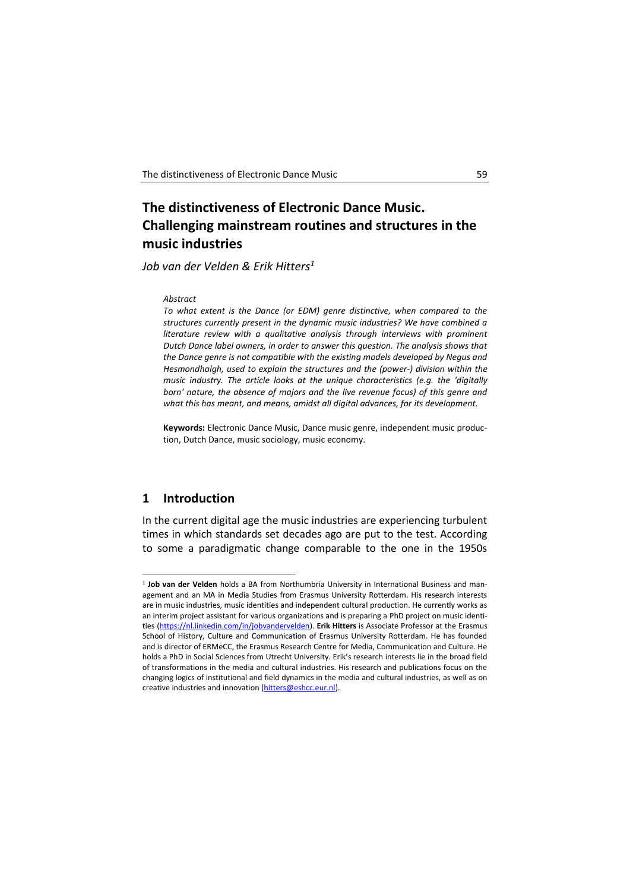# The distinctiveness of Electronic Dance Music. Challenging mainstream routines and structures in the music industries

*Job van der Velden & Erik Hitters*[1]

*Abstract*

*To what extent is the Dance (or EDM) genre distinctive, when compared to the structures currently present in the dynamic music industries? We have combined a literature review with a qualitative analysis through interviews with prominent Dutch Dance label owners, in order to answer this question. The analysis shows that the Dance genre is not compatible with the existing models developed by Negus and Hesmondhalgh, used to explain the structures and the (power-) division within the music industry. The article looks at the unique characteristics (e.g. the 'digitally born' nature, the absence of majors and the live revenue focus) of this genre and what this has meant, and means, amidst all digital advances, for its development.*

**Keywords:** Electronic Dance Music, Dance music genre, independent music production, Dutch Dance, music sociology, music economy.

## 1 Introduction

In the current digital age the music industries are experiencing turbulent times in which standards set decades ago are put to the test. According to some a paradigmatic change comparable to the one in the 1950s

---

[1] **Job van der Velden** holds a BA from Northumbria University in International Business and management and an MA in Media Studies from Erasmus University Rotterdam. His research interests are in music industries, music identities and independent cultural production. He currently works as an interim project assistant for various organizations and is preparing a PhD project on music identities (https://nl.linkedin.com/in/jobvandervelden). **Erik Hitters** is Associate Professor at the Erasmus School of History, Culture and Communication of Erasmus University Rotterdam. He has founded and is director of ERMeCC, the Erasmus Research Centre for Media, Communication and Culture. He holds a PhD in Social Sciences from Utrecht University. Erik's research interests lie in the broad field of transformations in the media and cultural industries. His research and publications focus on the changing logics of institutional and field dynamics in the media and cultural industries, as well as on creative industries and innovation (hitters@eshcc.eur.nl).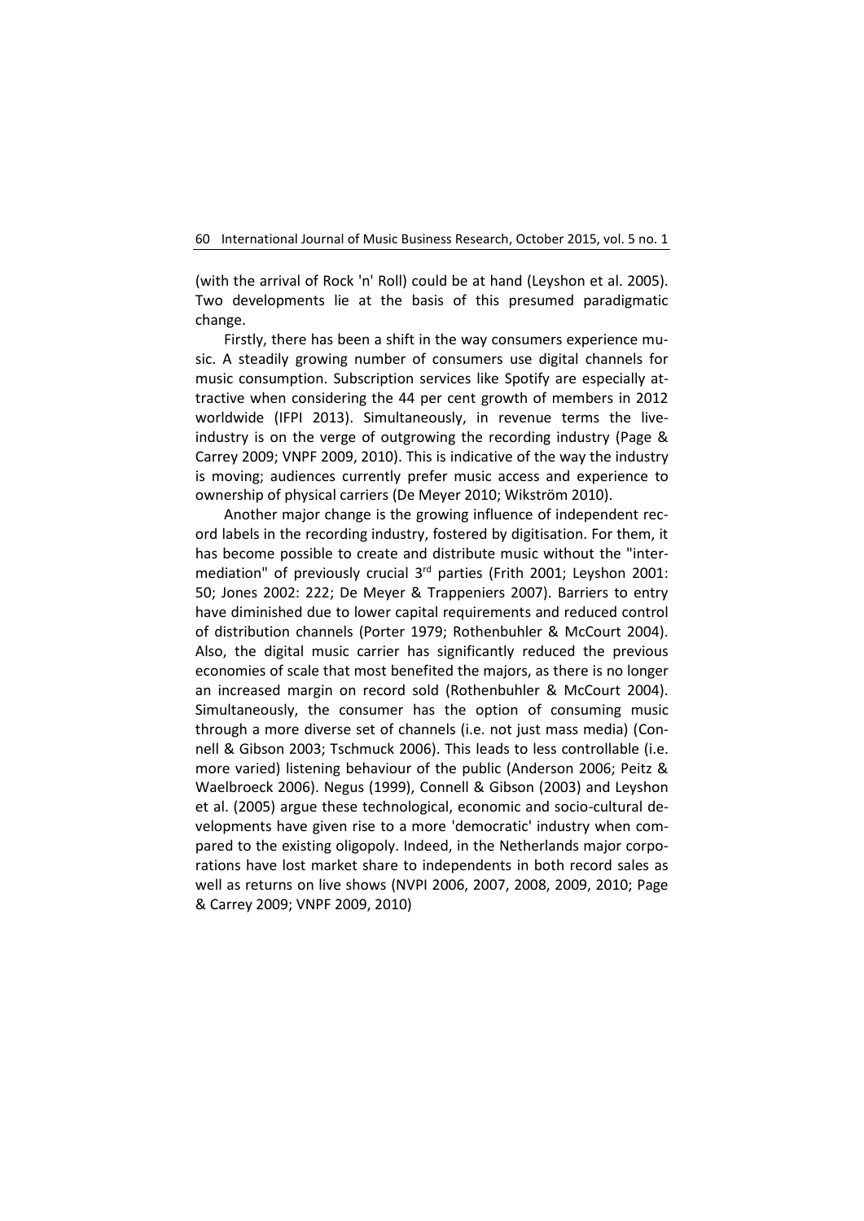(with the arrival of Rock 'n' Roll) could be at hand (Leyshon et al. 2005). Two developments lie at the basis of this presumed paradigmatic change.

Firstly, there has been a shift in the way consumers experience music. A steadily growing number of consumers use digital channels for music consumption. Subscription services like Spotify are especially attractive when considering the 44 per cent growth of members in 2012 worldwide (IFPI 2013). Simultaneously, in revenue terms the live-industry is on the verge of outgrowing the recording industry (Page & Carrey 2009; VNPF 2009, 2010). This is indicative of the way the industry is moving; audiences currently prefer music access and experience to ownership of physical carriers (De Meyer 2010; Wikström 2010).

Another major change is the growing influence of independent record labels in the recording industry, fostered by digitisation. For them, it has become possible to create and distribute music without the "intermediation" of previously crucial 3rd parties (Frith 2001; Leyshon 2001: 50; Jones 2002: 222; De Meyer & Trappeniers 2007). Barriers to entry have diminished due to lower capital requirements and reduced control of distribution channels (Porter 1979; Rothenbuhler & McCourt 2004). Also, the digital music carrier has significantly reduced the previous economies of scale that most benefited the majors, as there is no longer an increased margin on record sold (Rothenbuhler & McCourt 2004). Simultaneously, the consumer has the option of consuming music through a more diverse set of channels (i.e. not just mass media) (Connell & Gibson 2003; Tschmuck 2006). This leads to less controllable (i.e. more varied) listening behaviour of the public (Anderson 2006; Peitz & Waelbroeck 2006). Negus (1999), Connell & Gibson (2003) and Leyshon et al. (2005) argue these technological, economic and socio-cultural developments have given rise to a more 'democratic' industry when compared to the existing oligopoly. Indeed, in the Netherlands major corporations have lost market share to independents in both record sales as well as returns on live shows (NVPI 2006, 2007, 2008, 2009, 2010; Page & Carrey 2009; VNPF 2009, 2010)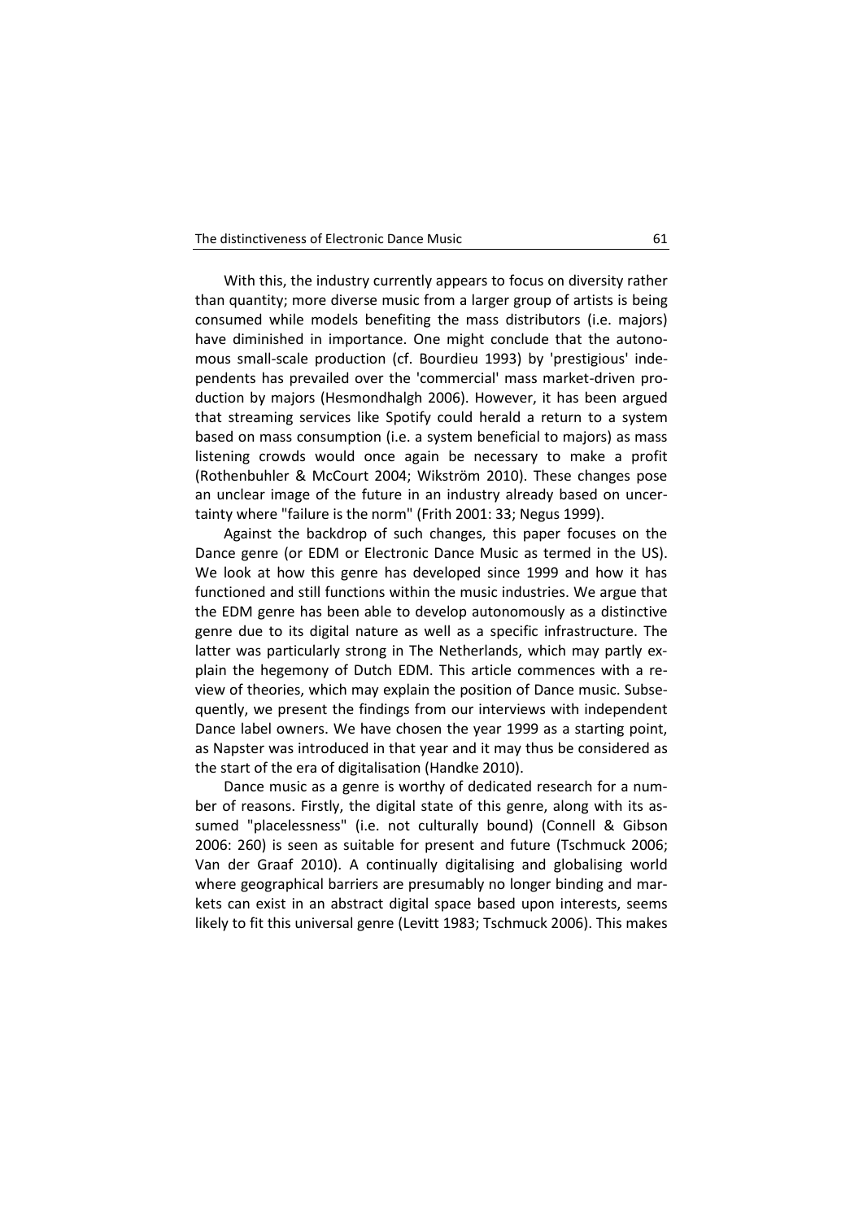With this, the industry currently appears to focus on diversity rather than quantity; more diverse music from a larger group of artists is being consumed while models benefiting the mass distributors (i.e. majors) have diminished in importance. One might conclude that the autonomous small-scale production (cf. Bourdieu 1993) by 'prestigious' independents has prevailed over the 'commercial' mass market-driven production by majors (Hesmondhalgh 2006). However, it has been argued that streaming services like Spotify could herald a return to a system based on mass consumption (i.e. a system beneficial to majors) as mass listening crowds would once again be necessary to make a profit (Rothenbuhler & McCourt 2004; Wikström 2010). These changes pose an unclear image of the future in an industry already based on uncertainty where "failure is the norm" (Frith 2001: 33; Negus 1999).

Against the backdrop of such changes, this paper focuses on the Dance genre (or EDM or Electronic Dance Music as termed in the US). We look at how this genre has developed since 1999 and how it has functioned and still functions within the music industries. We argue that the EDM genre has been able to develop autonomously as a distinctive genre due to its digital nature as well as a specific infrastructure. The latter was particularly strong in The Netherlands, which may partly explain the hegemony of Dutch EDM. This article commences with a review of theories, which may explain the position of Dance music. Subsequently, we present the findings from our interviews with independent Dance label owners. We have chosen the year 1999 as a starting point, as Napster was introduced in that year and it may thus be considered as the start of the era of digitalisation (Handke 2010).

Dance music as a genre is worthy of dedicated research for a number of reasons. Firstly, the digital state of this genre, along with its assumed "placelessness" (i.e. not culturally bound) (Connell & Gibson 2006: 260) is seen as suitable for present and future (Tschmuck 2006; Van der Graaf 2010). A continually digitalising and globalising world where geographical barriers are presumably no longer binding and markets can exist in an abstract digital space based upon interests, seems likely to fit this universal genre (Levitt 1983; Tschmuck 2006). This makes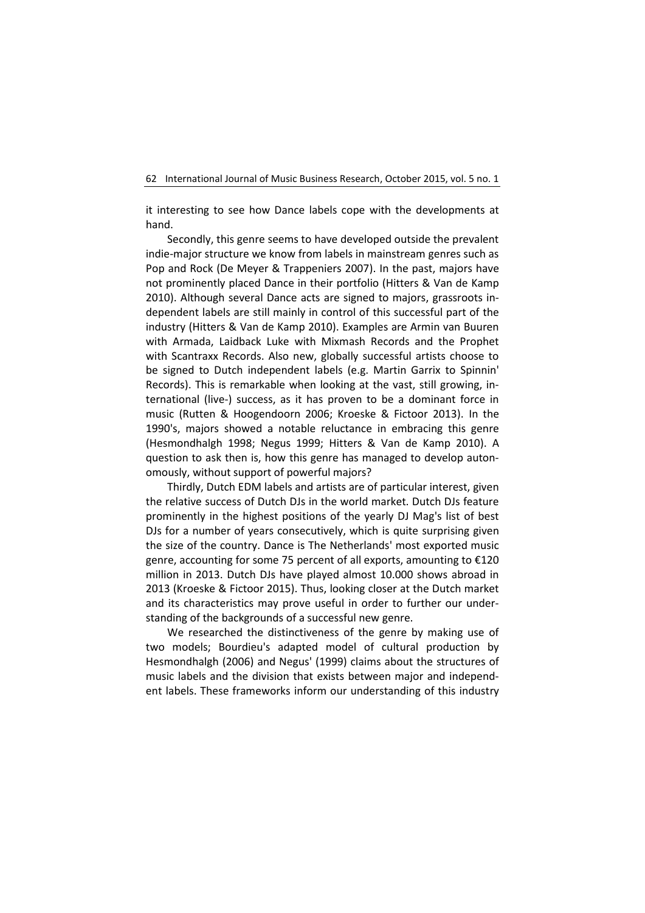it interesting to see how Dance labels cope with the developments at hand.

Secondly, this genre seems to have developed outside the prevalent indie-major structure we know from labels in mainstream genres such as Pop and Rock (De Meyer & Trappeniers 2007). In the past, majors have not prominently placed Dance in their portfolio (Hitters & Van de Kamp 2010). Although several Dance acts are signed to majors, grassroots independent labels are still mainly in control of this successful part of the industry (Hitters & Van de Kamp 2010). Examples are Armin van Buuren with Armada, Laidback Luke with Mixmash Records and the Prophet with Scantraxx Records. Also new, globally successful artists choose to be signed to Dutch independent labels (e.g. Martin Garrix to Spinnin' Records). This is remarkable when looking at the vast, still growing, international (live-) success, as it has proven to be a dominant force in music (Rutten & Hoogendoorn 2006; Kroeske & Fictoor 2013). In the 1990's, majors showed a notable reluctance in embracing this genre (Hesmondhalgh 1998; Negus 1999; Hitters & Van de Kamp 2010). A question to ask then is, how this genre has managed to develop autonomously, without support of powerful majors?

Thirdly, Dutch EDM labels and artists are of particular interest, given the relative success of Dutch DJs in the world market. Dutch DJs feature prominently in the highest positions of the yearly DJ Mag's list of best DJs for a number of years consecutively, which is quite surprising given the size of the country. Dance is The Netherlands' most exported music genre, accounting for some 75 percent of all exports, amounting to €120 million in 2013. Dutch DJs have played almost 10.000 shows abroad in 2013 (Kroeske & Fictoor 2015). Thus, looking closer at the Dutch market and its characteristics may prove useful in order to further our understanding of the backgrounds of a successful new genre.

We researched the distinctiveness of the genre by making use of two models; Bourdieu's adapted model of cultural production by Hesmondhalgh (2006) and Negus' (1999) claims about the structures of music labels and the division that exists between major and independent labels. These frameworks inform our understanding of this industry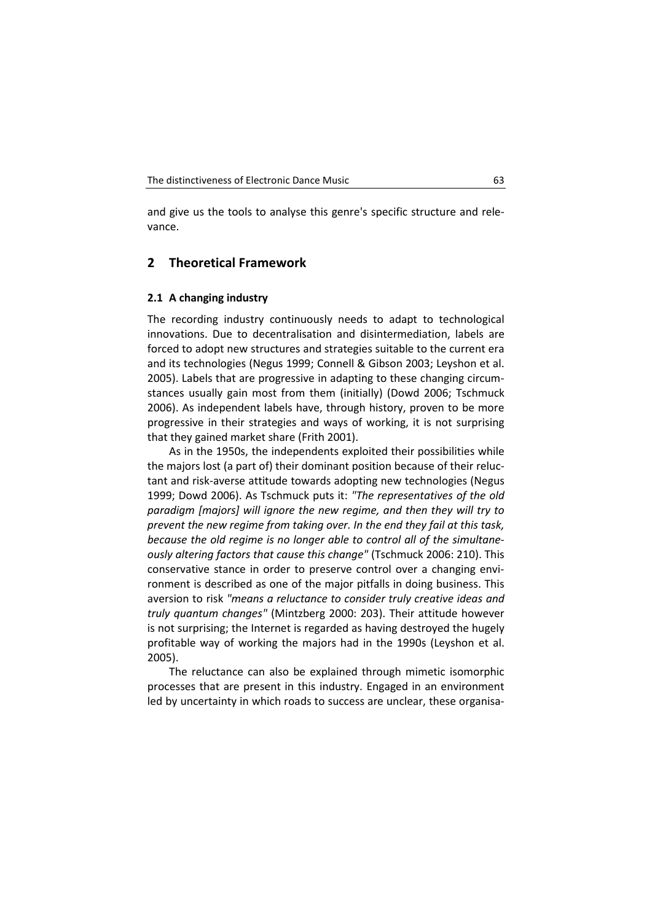and give us the tools to analyse this genre's specific structure and relevance.

## 2 Theoretical Framework

### 2.1 A changing industry

The recording industry continuously needs to adapt to technological innovations. Due to decentralisation and disintermediation, labels are forced to adopt new structures and strategies suitable to the current era and its technologies (Negus 1999; Connell & Gibson 2003; Leyshon et al. 2005). Labels that are progressive in adapting to these changing circumstances usually gain most from them (initially) (Dowd 2006; Tschmuck 2006). As independent labels have, through history, proven to be more progressive in their strategies and ways of working, it is not surprising that they gained market share (Frith 2001).

As in the 1950s, the independents exploited their possibilities while the majors lost (a part of) their dominant position because of their reluctant and risk-averse attitude towards adopting new technologies (Negus 1999; Dowd 2006). As Tschmuck puts it: *"The representatives of the old paradigm [majors] will ignore the new regime, and then they will try to prevent the new regime from taking over. In the end they fail at this task, because the old regime is no longer able to control all of the simultaneously altering factors that cause this change"* (Tschmuck 2006: 210). This conservative stance in order to preserve control over a changing environment is described as one of the major pitfalls in doing business. This aversion to risk *"means a reluctance to consider truly creative ideas and truly quantum changes"* (Mintzberg 2000: 203). Their attitude however is not surprising; the Internet is regarded as having destroyed the hugely profitable way of working the majors had in the 1990s (Leyshon et al. 2005).

The reluctance can also be explained through mimetic isomorphic processes that are present in this industry. Engaged in an environment led by uncertainty in which roads to success are unclear, these organisa-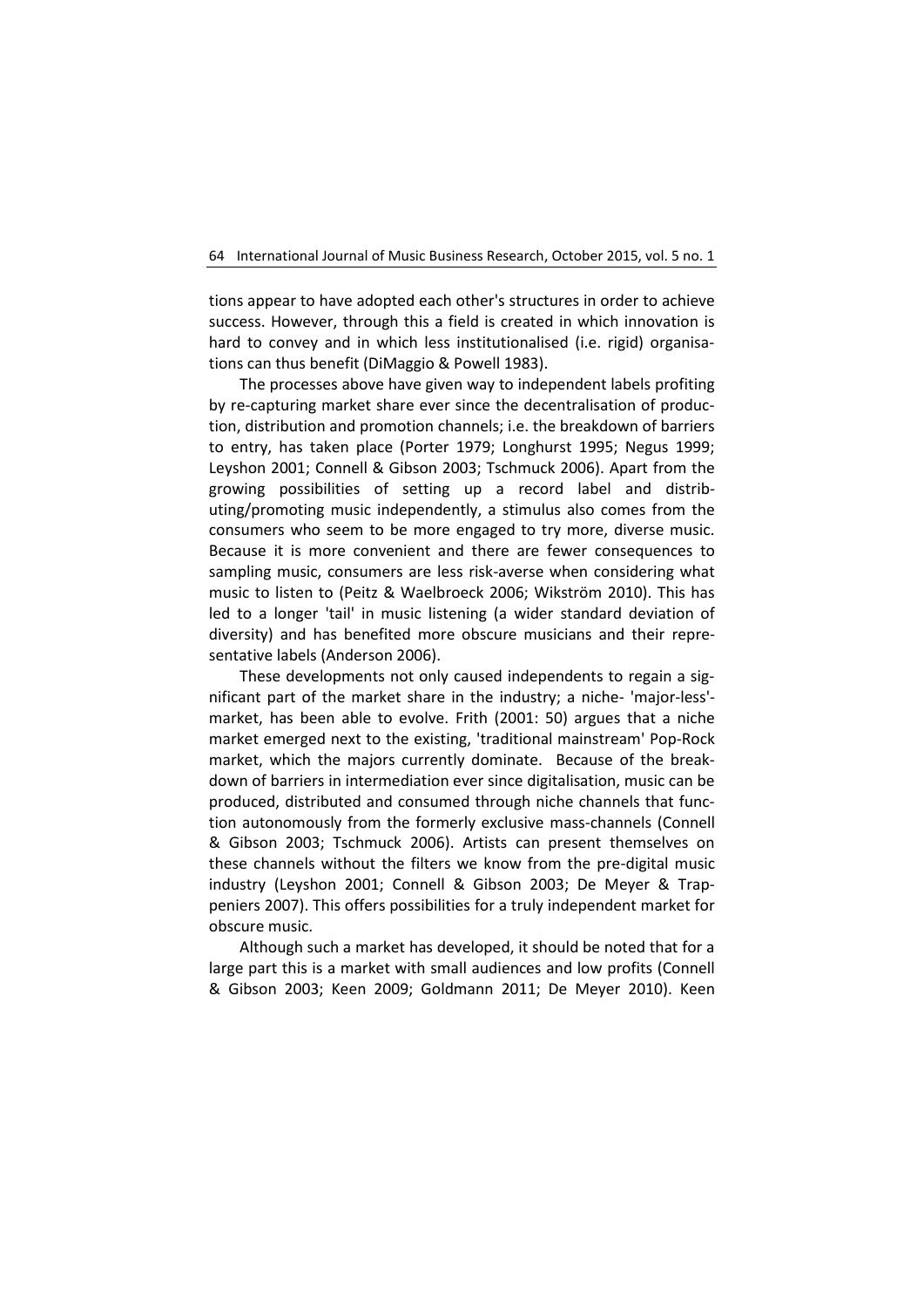tions appear to have adopted each other's structures in order to achieve success. However, through this a field is created in which innovation is hard to convey and in which less institutionalised (i.e. rigid) organisations can thus benefit (DiMaggio & Powell 1983).

The processes above have given way to independent labels profiting by re-capturing market share ever since the decentralisation of production, distribution and promotion channels; i.e. the breakdown of barriers to entry, has taken place (Porter 1979; Longhurst 1995; Negus 1999; Leyshon 2001; Connell & Gibson 2003; Tschmuck 2006). Apart from the growing possibilities of setting up a record label and distributing/promoting music independently, a stimulus also comes from the consumers who seem to be more engaged to try more, diverse music. Because it is more convenient and there are fewer consequences to sampling music, consumers are less risk-averse when considering what music to listen to (Peitz & Waelbroeck 2006; Wikström 2010). This has led to a longer 'tail' in music listening (a wider standard deviation of diversity) and has benefited more obscure musicians and their representative labels (Anderson 2006).

These developments not only caused independents to regain a significant part of the market share in the industry; a niche- 'major-less'-market, has been able to evolve. Frith (2001: 50) argues that a niche market emerged next to the existing, 'traditional mainstream' Pop-Rock market, which the majors currently dominate. Because of the breakdown of barriers in intermediation ever since digitalisation, music can be produced, distributed and consumed through niche channels that function autonomously from the formerly exclusive mass-channels (Connell & Gibson 2003; Tschmuck 2006). Artists can present themselves on these channels without the filters we know from the pre-digital music industry (Leyshon 2001; Connell & Gibson 2003; De Meyer & Trappeniers 2007). This offers possibilities for a truly independent market for obscure music.

Although such a market has developed, it should be noted that for a large part this is a market with small audiences and low profits (Connell & Gibson 2003; Keen 2009; Goldmann 2011; De Meyer 2010). Keen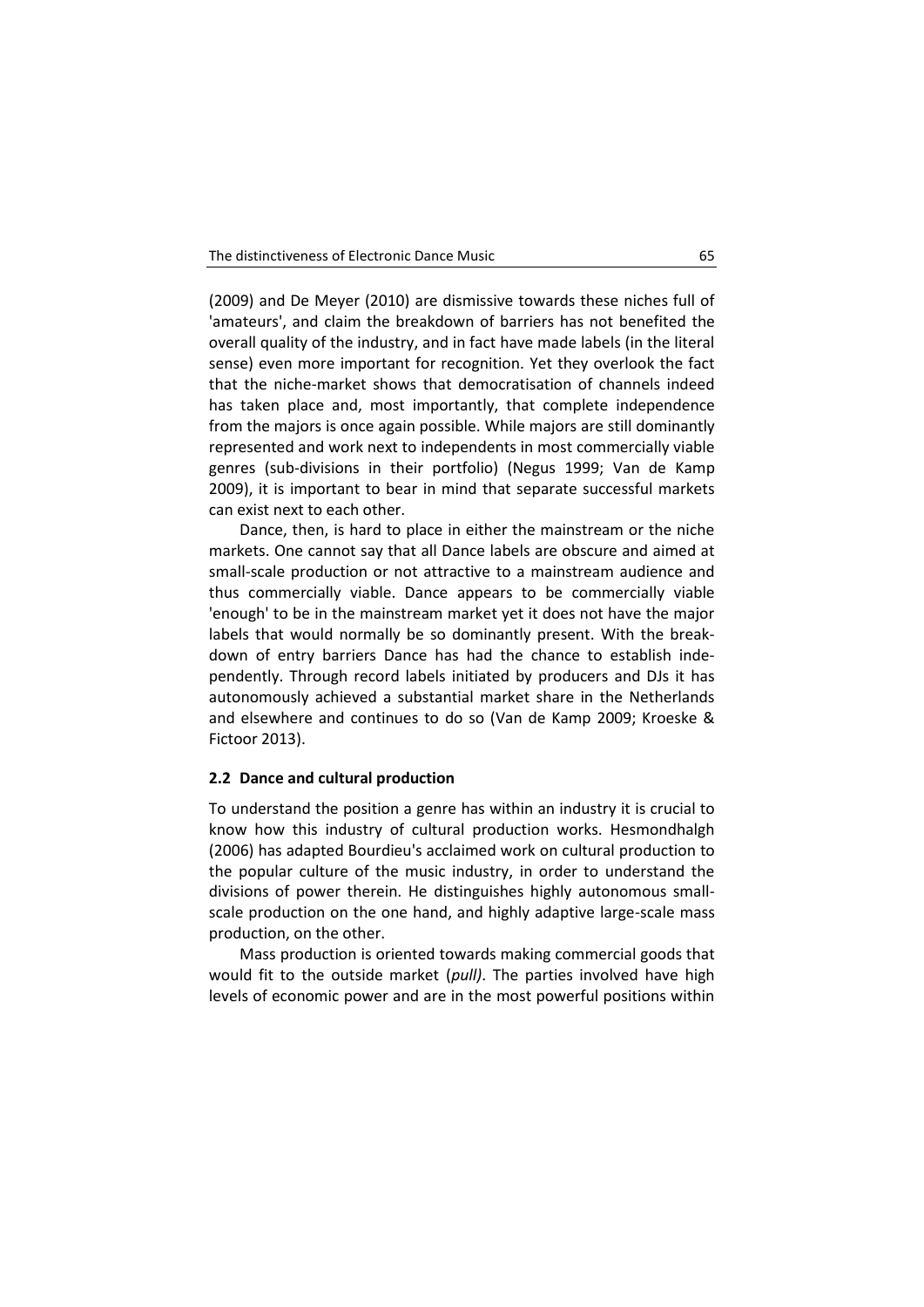(2009) and De Meyer (2010) are dismissive towards these niches full of 'amateurs', and claim the breakdown of barriers has not benefited the overall quality of the industry, and in fact have made labels (in the literal sense) even more important for recognition. Yet they overlook the fact that the niche-market shows that democratisation of channels indeed has taken place and, most importantly, that complete independence from the majors is once again possible. While majors are still dominantly represented and work next to independents in most commercially viable genres (sub-divisions in their portfolio) (Negus 1999; Van de Kamp 2009), it is important to bear in mind that separate successful markets can exist next to each other.

Dance, then, is hard to place in either the mainstream or the niche markets. One cannot say that all Dance labels are obscure and aimed at small-scale production or not attractive to a mainstream audience and thus commercially viable. Dance appears to be commercially viable 'enough' to be in the mainstream market yet it does not have the major labels that would normally be so dominantly present. With the breakdown of entry barriers Dance has had the chance to establish independently. Through record labels initiated by producers and DJs it has autonomously achieved a substantial market share in the Netherlands and elsewhere and continues to do so (Van de Kamp 2009; Kroeske & Fictoor 2013).

### 2.2 Dance and cultural production

To understand the position a genre has within an industry it is crucial to know how this industry of cultural production works. Hesmondhalgh (2006) has adapted Bourdieu's acclaimed work on cultural production to the popular culture of the music industry, in order to understand the divisions of power therein. He distinguishes highly autonomous small-scale production on the one hand, and highly adaptive large-scale mass production, on the other.

Mass production is oriented towards making commercial goods that would fit to the outside market (*pull)*. The parties involved have high levels of economic power and are in the most powerful positions within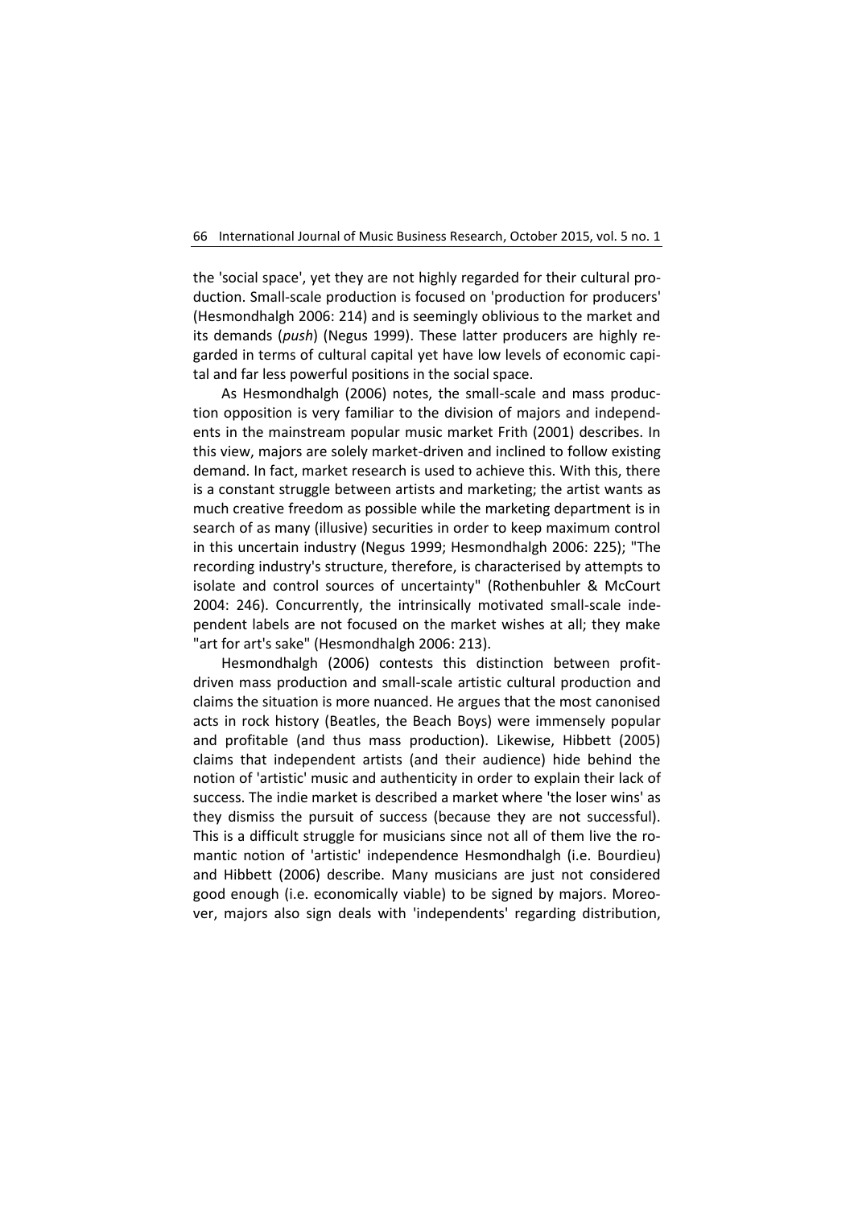the 'social space', yet they are not highly regarded for their cultural production. Small-scale production is focused on 'production for producers' (Hesmondhalgh 2006: 214) and is seemingly oblivious to the market and its demands (*push*) (Negus 1999). These latter producers are highly regarded in terms of cultural capital yet have low levels of economic capital and far less powerful positions in the social space.

As Hesmondhalgh (2006) notes, the small-scale and mass production opposition is very familiar to the division of majors and independents in the mainstream popular music market Frith (2001) describes. In this view, majors are solely market-driven and inclined to follow existing demand. In fact, market research is used to achieve this. With this, there is a constant struggle between artists and marketing; the artist wants as much creative freedom as possible while the marketing department is in search of as many (illusive) securities in order to keep maximum control in this uncertain industry (Negus 1999; Hesmondhalgh 2006: 225); "The recording industry's structure, therefore, is characterised by attempts to isolate and control sources of uncertainty" (Rothenbuhler & McCourt 2004: 246). Concurrently, the intrinsically motivated small-scale independent labels are not focused on the market wishes at all; they make "art for art's sake" (Hesmondhalgh 2006: 213).

Hesmondhalgh (2006) contests this distinction between profit-driven mass production and small-scale artistic cultural production and claims the situation is more nuanced. He argues that the most canonised acts in rock history (Beatles, the Beach Boys) were immensely popular and profitable (and thus mass production). Likewise, Hibbett (2005) claims that independent artists (and their audience) hide behind the notion of 'artistic' music and authenticity in order to explain their lack of success. The indie market is described a market where 'the loser wins' as they dismiss the pursuit of success (because they are not successful). This is a difficult struggle for musicians since not all of them live the romantic notion of 'artistic' independence Hesmondhalgh (i.e. Bourdieu) and Hibbett (2006) describe. Many musicians are just not considered good enough (i.e. economically viable) to be signed by majors. Moreover, majors also sign deals with 'independents' regarding distribution,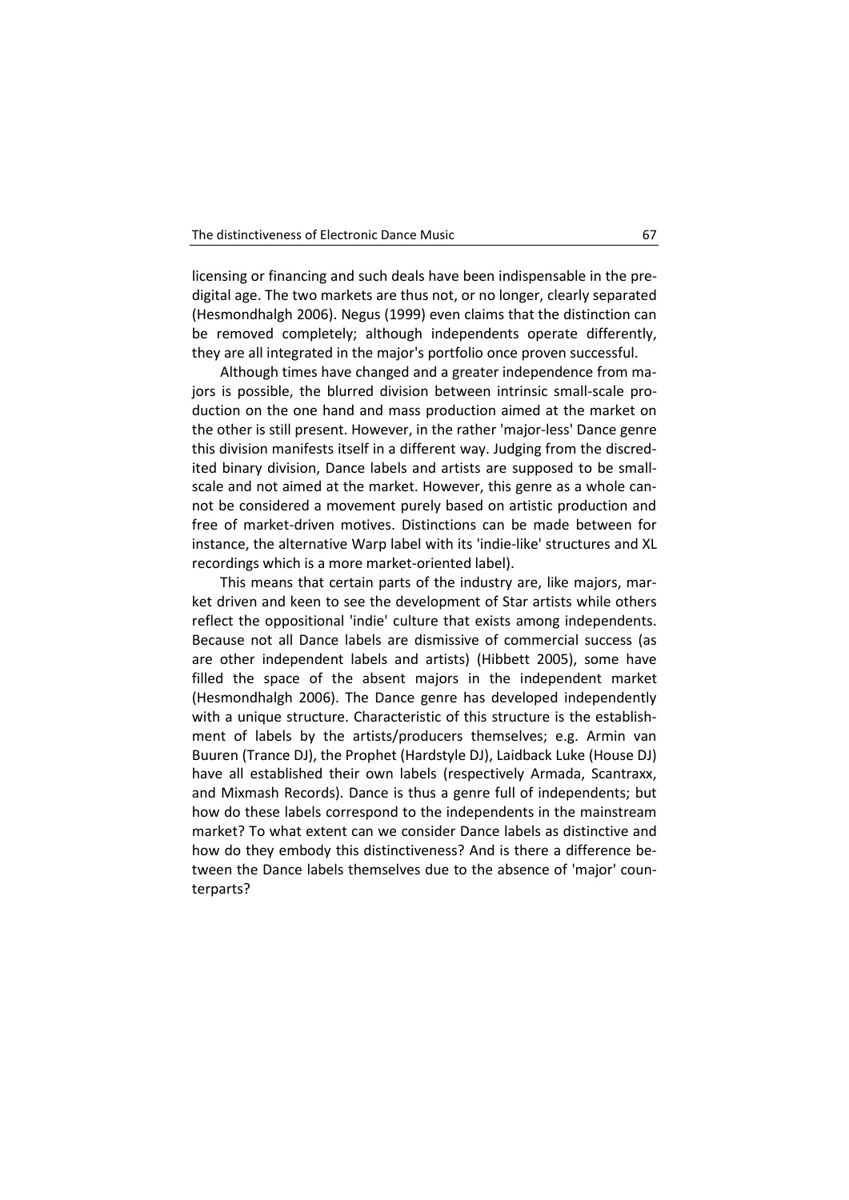licensing or financing and such deals have been indispensable in the pre-digital age. The two markets are thus not, or no longer, clearly separated (Hesmondhalgh 2006). Negus (1999) even claims that the distinction can be removed completely; although independents operate differently, they are all integrated in the major's portfolio once proven successful.

Although times have changed and a greater independence from majors is possible, the blurred division between intrinsic small-scale production on the one hand and mass production aimed at the market on the other is still present. However, in the rather 'major-less' Dance genre this division manifests itself in a different way. Judging from the discredited binary division, Dance labels and artists are supposed to be small-scale and not aimed at the market. However, this genre as a whole cannot be considered a movement purely based on artistic production and free of market-driven motives. Distinctions can be made between for instance, the alternative Warp label with its 'indie-like' structures and XL recordings which is a more market-oriented label).

This means that certain parts of the industry are, like majors, market driven and keen to see the development of Star artists while others reflect the oppositional 'indie' culture that exists among independents. Because not all Dance labels are dismissive of commercial success (as are other independent labels and artists) (Hibbett 2005), some have filled the space of the absent majors in the independent market (Hesmondhalgh 2006). The Dance genre has developed independently with a unique structure. Characteristic of this structure is the establishment of labels by the artists/producers themselves; e.g. Armin van Buuren (Trance DJ), the Prophet (Hardstyle DJ), Laidback Luke (House DJ) have all established their own labels (respectively Armada, Scantraxx, and Mixmash Records). Dance is thus a genre full of independents; but how do these labels correspond to the independents in the mainstream market? To what extent can we consider Dance labels as distinctive and how do they embody this distinctiveness? And is there a difference between the Dance labels themselves due to the absence of 'major' counterparts?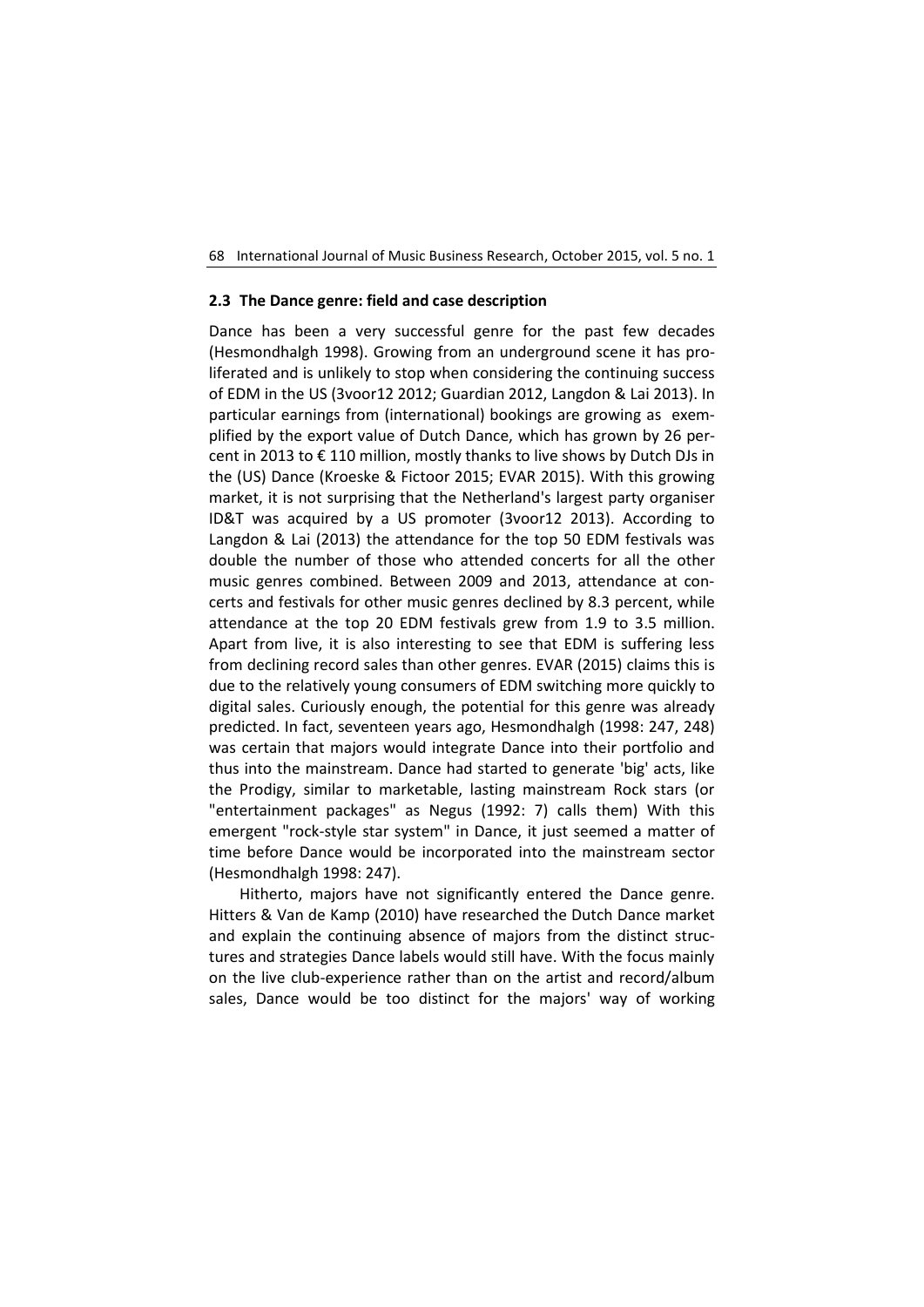### 2.3 The Dance genre: field and case description

Dance has been a very successful genre for the past few decades (Hesmondhalgh 1998). Growing from an underground scene it has proliferated and is unlikely to stop when considering the continuing success of EDM in the US (3voor12 2012; Guardian 2012, Langdon & Lai 2013). In particular earnings from (international) bookings are growing as exemplified by the export value of Dutch Dance, which has grown by 26 percent in 2013 to € 110 million, mostly thanks to live shows by Dutch DJs in the (US) Dance (Kroeske & Fictoor 2015; EVAR 2015). With this growing market, it is not surprising that the Netherland's largest party organiser ID&T was acquired by a US promoter (3voor12 2013). According to Langdon & Lai (2013) the attendance for the top 50 EDM festivals was double the number of those who attended concerts for all the other music genres combined. Between 2009 and 2013, attendance at concerts and festivals for other music genres declined by 8.3 percent, while attendance at the top 20 EDM festivals grew from 1.9 to 3.5 million. Apart from live, it is also interesting to see that EDM is suffering less from declining record sales than other genres. EVAR (2015) claims this is due to the relatively young consumers of EDM switching more quickly to digital sales. Curiously enough, the potential for this genre was already predicted. In fact, seventeen years ago, Hesmondhalgh (1998: 247, 248) was certain that majors would integrate Dance into their portfolio and thus into the mainstream. Dance had started to generate 'big' acts, like the Prodigy, similar to marketable, lasting mainstream Rock stars (or "entertainment packages" as Negus (1992: 7) calls them) With this emergent "rock-style star system" in Dance, it just seemed a matter of time before Dance would be incorporated into the mainstream sector (Hesmondhalgh 1998: 247).

Hitherto, majors have not significantly entered the Dance genre. Hitters & Van de Kamp (2010) have researched the Dutch Dance market and explain the continuing absence of majors from the distinct structures and strategies Dance labels would still have. With the focus mainly on the live club-experience rather than on the artist and record/album sales, Dance would be too distinct for the majors' way of working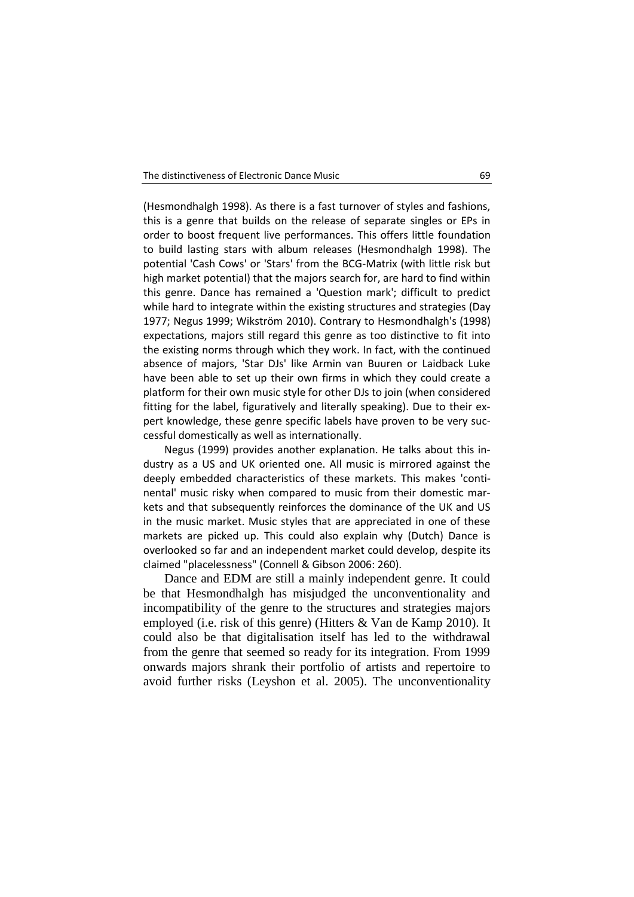(Hesmondhalgh 1998). As there is a fast turnover of styles and fashions, this is a genre that builds on the release of separate singles or EPs in order to boost frequent live performances. This offers little foundation to build lasting stars with album releases (Hesmondhalgh 1998). The potential 'Cash Cows' or 'Stars' from the BCG-Matrix (with little risk but high market potential) that the majors search for, are hard to find within this genre. Dance has remained a 'Question mark'; difficult to predict while hard to integrate within the existing structures and strategies (Day 1977; Negus 1999; Wikström 2010). Contrary to Hesmondhalgh's (1998) expectations, majors still regard this genre as too distinctive to fit into the existing norms through which they work. In fact, with the continued absence of majors, 'Star DJs' like Armin van Buuren or Laidback Luke have been able to set up their own firms in which they could create a platform for their own music style for other DJs to join (when considered fitting for the label, figuratively and literally speaking). Due to their expert knowledge, these genre specific labels have proven to be very successful domestically as well as internationally.

Negus (1999) provides another explanation. He talks about this industry as a US and UK oriented one. All music is mirrored against the deeply embedded characteristics of these markets. This makes 'continental' music risky when compared to music from their domestic markets and that subsequently reinforces the dominance of the UK and US in the music market. Music styles that are appreciated in one of these markets are picked up. This could also explain why (Dutch) Dance is overlooked so far and an independent market could develop, despite its claimed "placelessness" (Connell & Gibson 2006: 260).

Dance and EDM are still a mainly independent genre. It could be that Hesmondhalgh has misjudged the unconventionality and incompatibility of the genre to the structures and strategies majors employed (i.e. risk of this genre) (Hitters & Van de Kamp 2010). It could also be that digitalisation itself has led to the withdrawal from the genre that seemed so ready for its integration. From 1999 onwards majors shrank their portfolio of artists and repertoire to avoid further risks (Leyshon et al. 2005). The unconventionality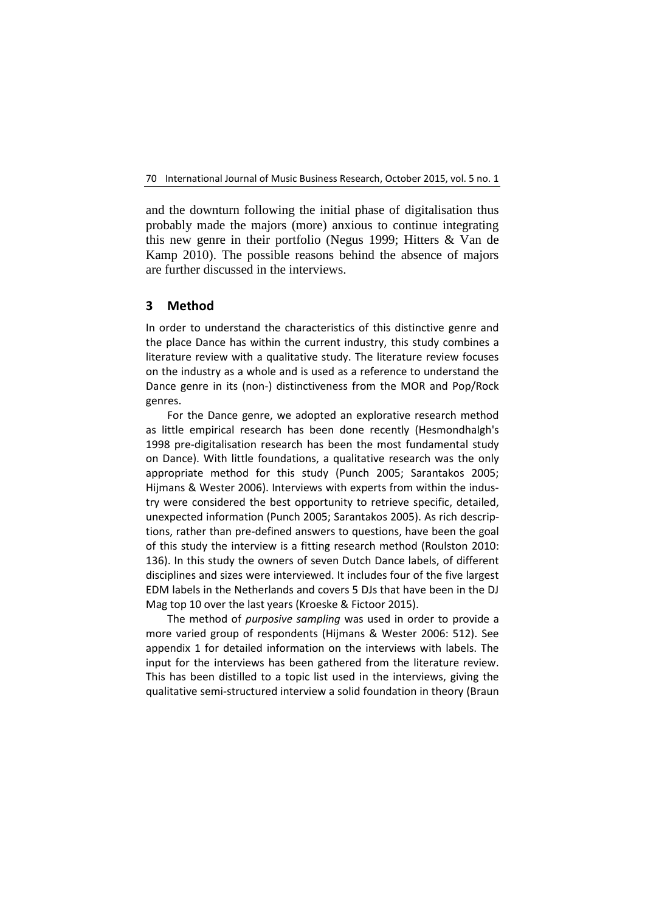and the downturn following the initial phase of digitalisation thus probably made the majors (more) anxious to continue integrating this new genre in their portfolio (Negus 1999; Hitters & Van de Kamp 2010). The possible reasons behind the absence of majors are further discussed in the interviews.

## 3 Method

In order to understand the characteristics of this distinctive genre and the place Dance has within the current industry, this study combines a literature review with a qualitative study. The literature review focuses on the industry as a whole and is used as a reference to understand the Dance genre in its (non-) distinctiveness from the MOR and Pop/Rock genres.

For the Dance genre, we adopted an explorative research method as little empirical research has been done recently (Hesmondhalgh's 1998 pre-digitalisation research has been the most fundamental study on Dance). With little foundations, a qualitative research was the only appropriate method for this study (Punch 2005; Sarantakos 2005; Hijmans & Wester 2006). Interviews with experts from within the industry were considered the best opportunity to retrieve specific, detailed, unexpected information (Punch 2005; Sarantakos 2005). As rich descriptions, rather than pre-defined answers to questions, have been the goal of this study the interview is a fitting research method (Roulston 2010: 136). In this study the owners of seven Dutch Dance labels, of different disciplines and sizes were interviewed. It includes four of the five largest EDM labels in the Netherlands and covers 5 DJs that have been in the DJ Mag top 10 over the last years (Kroeske & Fictoor 2015).

The method of *purposive sampling* was used in order to provide a more varied group of respondents (Hijmans & Wester 2006: 512). See appendix 1 for detailed information on the interviews with labels. The input for the interviews has been gathered from the literature review. This has been distilled to a topic list used in the interviews, giving the qualitative semi-structured interview a solid foundation in theory (Braun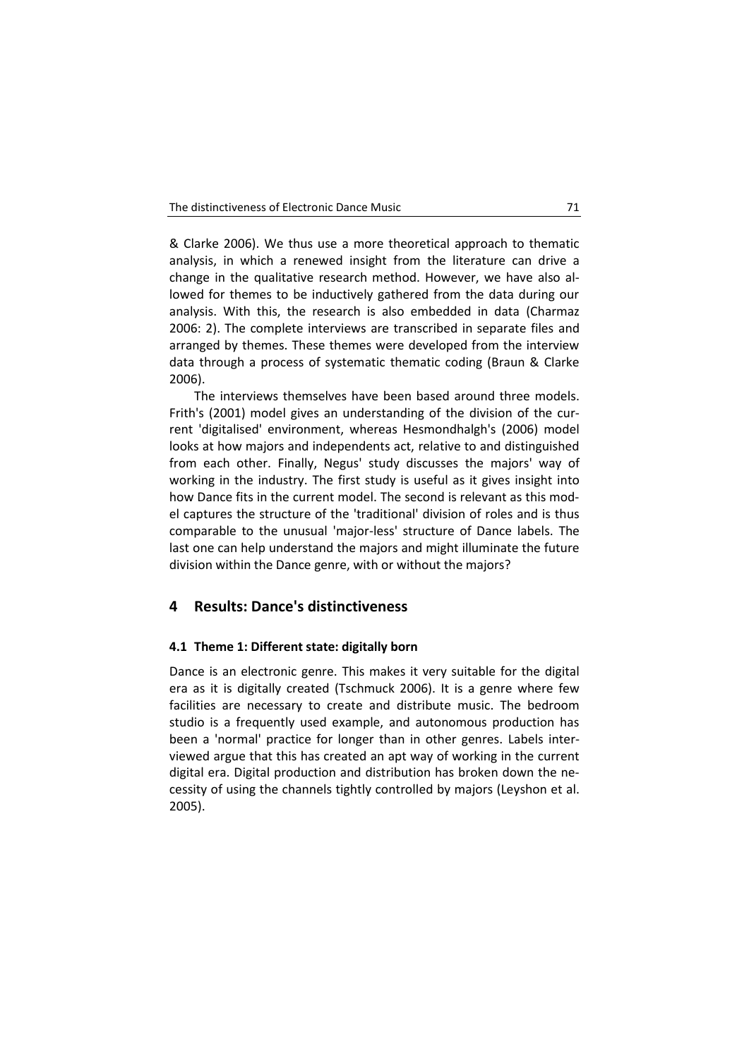& Clarke 2006). We thus use a more theoretical approach to thematic analysis, in which a renewed insight from the literature can drive a change in the qualitative research method. However, we have also allowed for themes to be inductively gathered from the data during our analysis. With this, the research is also embedded in data (Charmaz 2006: 2). The complete interviews are transcribed in separate files and arranged by themes. These themes were developed from the interview data through a process of systematic thematic coding (Braun & Clarke 2006).

The interviews themselves have been based around three models. Frith's (2001) model gives an understanding of the division of the current 'digitalised' environment, whereas Hesmondhalgh's (2006) model looks at how majors and independents act, relative to and distinguished from each other. Finally, Negus' study discusses the majors' way of working in the industry. The first study is useful as it gives insight into how Dance fits in the current model. The second is relevant as this model captures the structure of the 'traditional' division of roles and is thus comparable to the unusual 'major-less' structure of Dance labels. The last one can help understand the majors and might illuminate the future division within the Dance genre, with or without the majors?

## 4 Results: Dance's distinctiveness

### 4.1 Theme 1: Different state: digitally born

Dance is an electronic genre. This makes it very suitable for the digital era as it is digitally created (Tschmuck 2006). It is a genre where few facilities are necessary to create and distribute music. The bedroom studio is a frequently used example, and autonomous production has been a 'normal' practice for longer than in other genres. Labels interviewed argue that this has created an apt way of working in the current digital era. Digital production and distribution has broken down the necessity of using the channels tightly controlled by majors (Leyshon et al. 2005).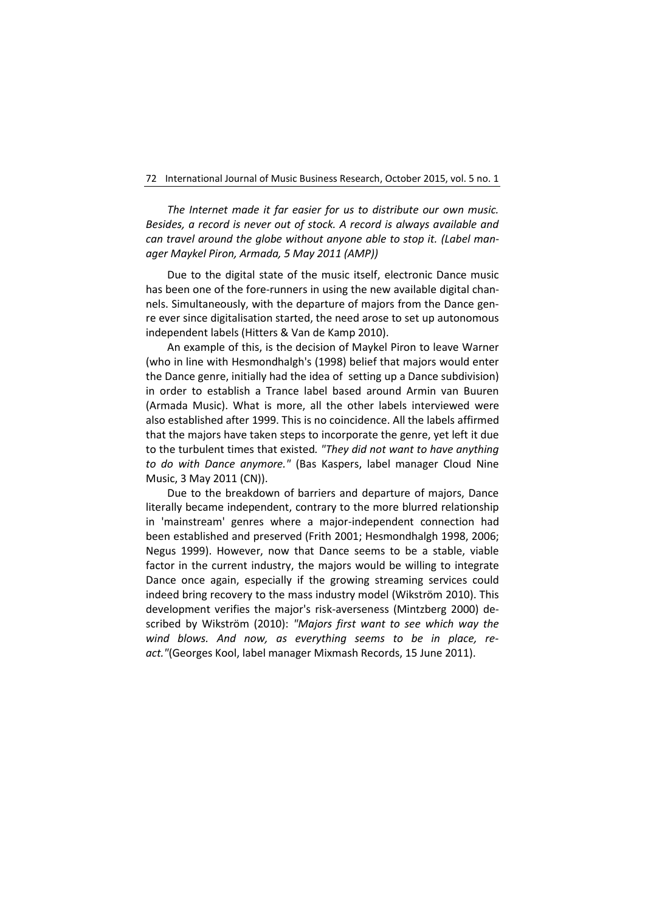*The Internet made it far easier for us to distribute our own music. Besides, a record is never out of stock. A record is always available and can travel around the globe without anyone able to stop it. (Label manager Maykel Piron, Armada, 5 May 2011 (AMP))*

Due to the digital state of the music itself, electronic Dance music has been one of the fore-runners in using the new available digital channels. Simultaneously, with the departure of majors from the Dance genre ever since digitalisation started, the need arose to set up autonomous independent labels (Hitters & Van de Kamp 2010).

An example of this, is the decision of Maykel Piron to leave Warner (who in line with Hesmondhalgh's (1998) belief that majors would enter the Dance genre, initially had the idea of setting up a Dance subdivision) in order to establish a Trance label based around Armin van Buuren (Armada Music). What is more, all the other labels interviewed were also established after 1999. This is no coincidence. All the labels affirmed that the majors have taken steps to incorporate the genre, yet left it due to the turbulent times that existed*. "They did not want to have anything to do with Dance anymore."* (Bas Kaspers, label manager Cloud Nine Music, 3 May 2011 (CN)).

Due to the breakdown of barriers and departure of majors, Dance literally became independent, contrary to the more blurred relationship in 'mainstream' genres where a major-independent connection had been established and preserved (Frith 2001; Hesmondhalgh 1998, 2006; Negus 1999). However, now that Dance seems to be a stable, viable factor in the current industry, the majors would be willing to integrate Dance once again, especially if the growing streaming services could indeed bring recovery to the mass industry model (Wikström 2010). This development verifies the major's risk-averseness (Mintzberg 2000) described by Wikström (2010): *"Majors first want to see which way the wind blows. And now, as everything seems to be in place, react."*(Georges Kool, label manager Mixmash Records, 15 June 2011).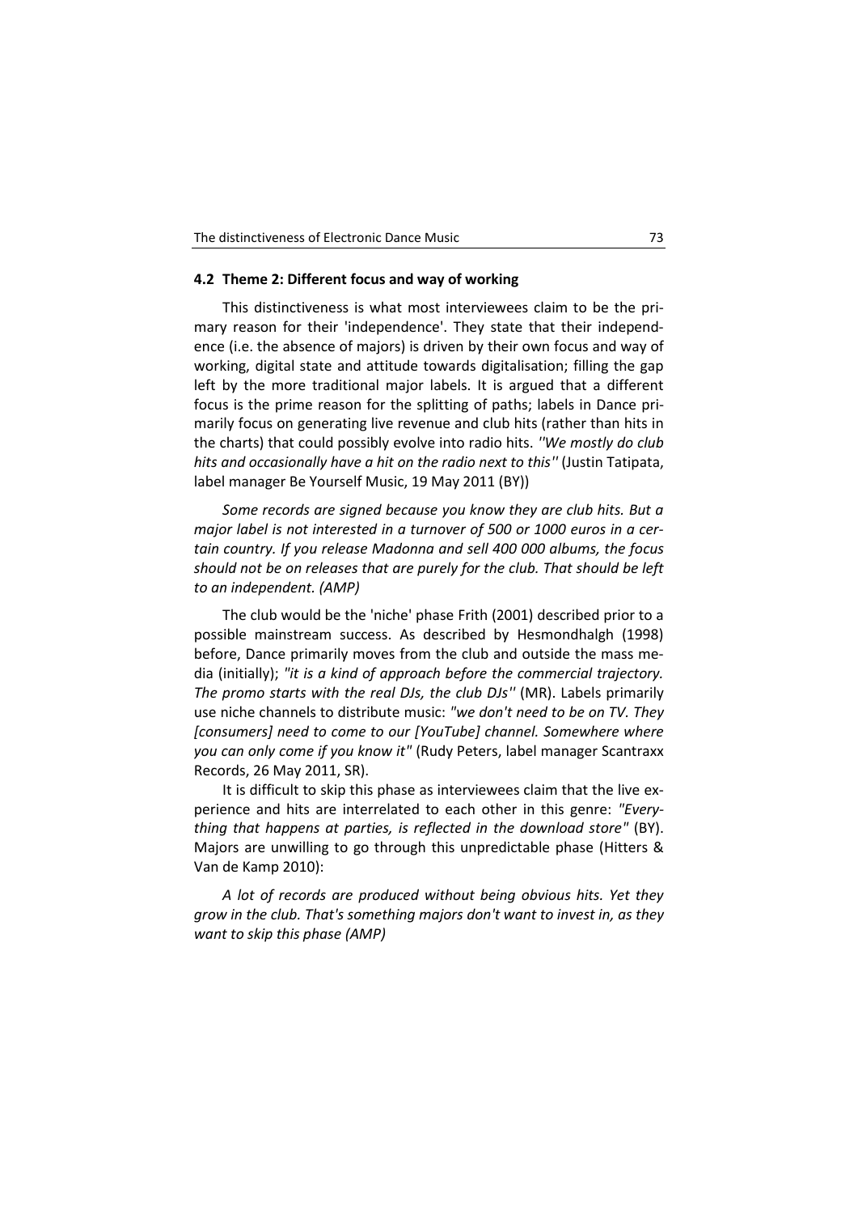### 4.2 Theme 2: Different focus and way of working

This distinctiveness is what most interviewees claim to be the primary reason for their 'independence'. They state that their independence (i.e. the absence of majors) is driven by their own focus and way of working, digital state and attitude towards digitalisation; filling the gap left by the more traditional major labels. It is argued that a different focus is the prime reason for the splitting of paths; labels in Dance primarily focus on generating live revenue and club hits (rather than hits in the charts) that could possibly evolve into radio hits. *''We mostly do club hits and occasionally have a hit on the radio next to this''* (Justin Tatipata, label manager Be Yourself Music, 19 May 2011 (BY))

*Some records are signed because you know they are club hits. But a major label is not interested in a turnover of 500 or 1000 euros in a certain country. If you release Madonna and sell 400 000 albums, the focus should not be on releases that are purely for the club. That should be left to an independent. (AMP)*

The club would be the 'niche' phase Frith (2001) described prior to a possible mainstream success. As described by Hesmondhalgh (1998) before, Dance primarily moves from the club and outside the mass media (initially); *"it is a kind of approach before the commercial trajectory. The promo starts with the real DJs, the club DJs''* (MR). Labels primarily use niche channels to distribute music: *"we don't need to be on TV. They [consumers] need to come to our [YouTube] channel. Somewhere where you can only come if you know it"* (Rudy Peters, label manager Scantraxx Records, 26 May 2011, SR).

It is difficult to skip this phase as interviewees claim that the live experience and hits are interrelated to each other in this genre: *"Everything that happens at parties, is reflected in the download store"* (BY). Majors are unwilling to go through this unpredictable phase (Hitters & Van de Kamp 2010):

*A lot of records are produced without being obvious hits. Yet they grow in the club. That's something majors don't want to invest in, as they want to skip this phase (AMP)*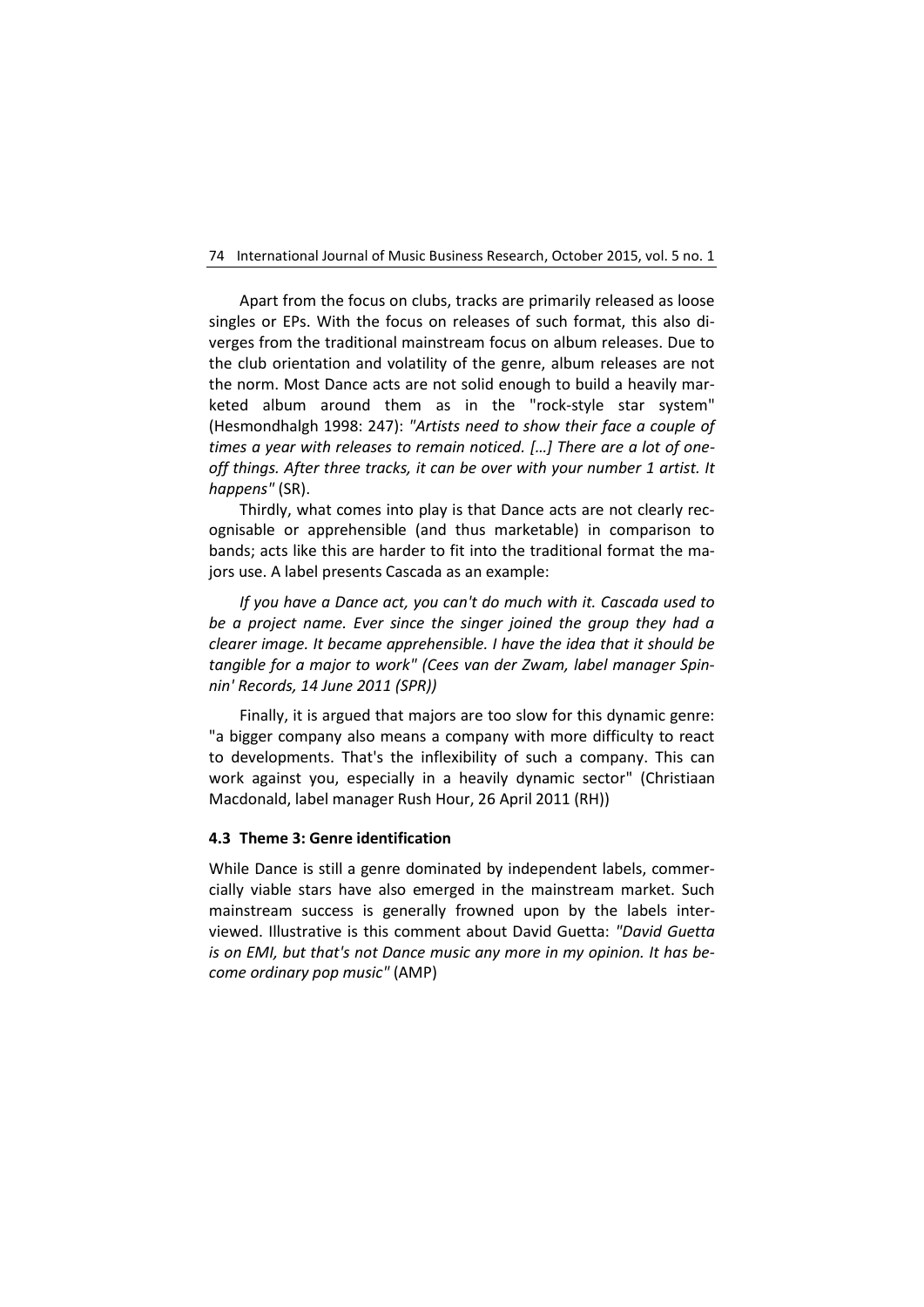Apart from the focus on clubs, tracks are primarily released as loose singles or EPs. With the focus on releases of such format, this also diverges from the traditional mainstream focus on album releases. Due to the club orientation and volatility of the genre, album releases are not the norm. Most Dance acts are not solid enough to build a heavily marketed album around them as in the "rock-style star system" (Hesmondhalgh 1998: 247): *"Artists need to show their face a couple of times a year with releases to remain noticed. […] There are a lot of one-off things. After three tracks, it can be over with your number 1 artist. It happens"* (SR).

Thirdly, what comes into play is that Dance acts are not clearly recognisable or apprehensible (and thus marketable) in comparison to bands; acts like this are harder to fit into the traditional format the majors use. A label presents Cascada as an example:

> *If you have a Dance act, you can't do much with it. Cascada used to be a project name. Ever since the singer joined the group they had a clearer image. It became apprehensible. I have the idea that it should be tangible for a major to work" (Cees van der Zwam, label manager Spinnin' Records, 14 June 2011 (SPR))*

Finally, it is argued that majors are too slow for this dynamic genre: "a bigger company also means a company with more difficulty to react to developments. That's the inflexibility of such a company. This can work against you, especially in a heavily dynamic sector" (Christiaan Macdonald, label manager Rush Hour, 26 April 2011 (RH))

### 4.3 Theme 3: Genre identification

While Dance is still a genre dominated by independent labels, commercially viable stars have also emerged in the mainstream market. Such mainstream success is generally frowned upon by the labels interviewed. Illustrative is this comment about David Guetta: *"David Guetta is on EMI, but that's not Dance music any more in my opinion. It has become ordinary pop music"* (AMP)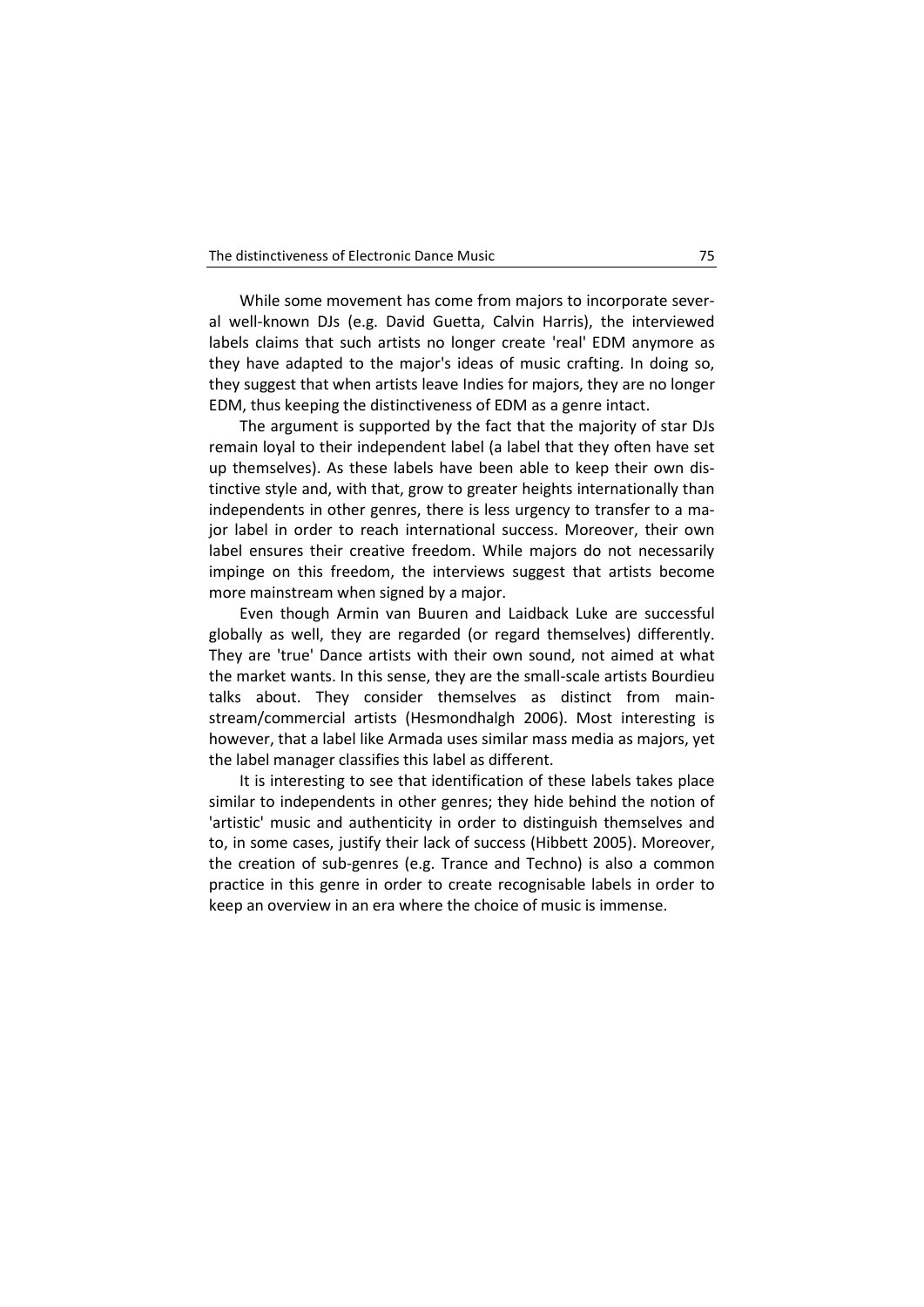While some movement has come from majors to incorporate several well-known DJs (e.g. David Guetta, Calvin Harris), the interviewed labels claims that such artists no longer create 'real' EDM anymore as they have adapted to the major's ideas of music crafting. In doing so, they suggest that when artists leave Indies for majors, they are no longer EDM, thus keeping the distinctiveness of EDM as a genre intact.

The argument is supported by the fact that the majority of star DJs remain loyal to their independent label (a label that they often have set up themselves). As these labels have been able to keep their own distinctive style and, with that, grow to greater heights internationally than independents in other genres, there is less urgency to transfer to a major label in order to reach international success. Moreover, their own label ensures their creative freedom. While majors do not necessarily impinge on this freedom, the interviews suggest that artists become more mainstream when signed by a major.

Even though Armin van Buuren and Laidback Luke are successful globally as well, they are regarded (or regard themselves) differently. They are 'true' Dance artists with their own sound, not aimed at what the market wants. In this sense, they are the small-scale artists Bourdieu talks about. They consider themselves as distinct from mainstream/commercial artists (Hesmondhalgh 2006). Most interesting is however, that a label like Armada uses similar mass media as majors, yet the label manager classifies this label as different.

It is interesting to see that identification of these labels takes place similar to independents in other genres; they hide behind the notion of 'artistic' music and authenticity in order to distinguish themselves and to, in some cases, justify their lack of success (Hibbett 2005). Moreover, the creation of sub-genres (e.g. Trance and Techno) is also a common practice in this genre in order to create recognisable labels in order to keep an overview in an era where the choice of music is immense.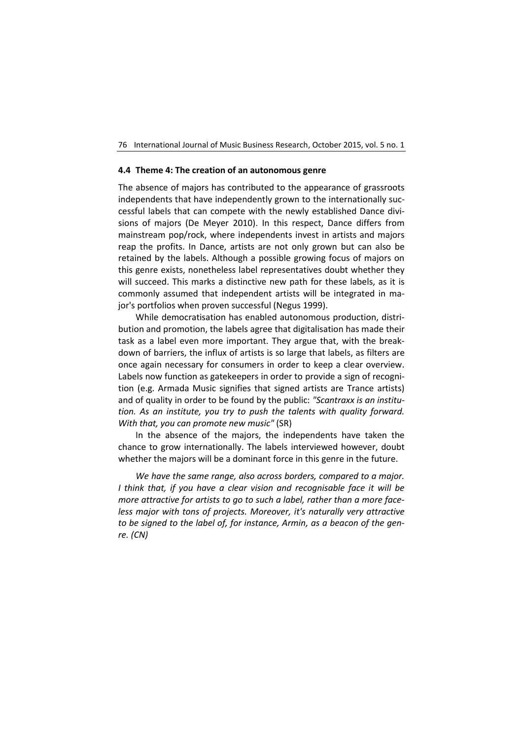### 4.4 Theme 4: The creation of an autonomous genre

The absence of majors has contributed to the appearance of grassroots independents that have independently grown to the internationally successful labels that can compete with the newly established Dance divisions of majors (De Meyer 2010). In this respect, Dance differs from mainstream pop/rock, where independents invest in artists and majors reap the profits. In Dance, artists are not only grown but can also be retained by the labels. Although a possible growing focus of majors on this genre exists, nonetheless label representatives doubt whether they will succeed. This marks a distinctive new path for these labels, as it is commonly assumed that independent artists will be integrated in major's portfolios when proven successful (Negus 1999).

While democratisation has enabled autonomous production, distribution and promotion, the labels agree that digitalisation has made their task as a label even more important. They argue that, with the breakdown of barriers, the influx of artists is so large that labels, as filters are once again necessary for consumers in order to keep a clear overview. Labels now function as gatekeepers in order to provide a sign of recognition (e.g. Armada Music signifies that signed artists are Trance artists) and of quality in order to be found by the public: *"Scantraxx is an institution. As an institute, you try to push the talents with quality forward. With that, you can promote new music"* (SR)

In the absence of the majors, the independents have taken the chance to grow internationally. The labels interviewed however, doubt whether the majors will be a dominant force in this genre in the future.

*We have the same range, also across borders, compared to a major. I think that, if you have a clear vision and recognisable face it will be more attractive for artists to go to such a label, rather than a more faceless major with tons of projects. Moreover, it's naturally very attractive to be signed to the label of, for instance, Armin, as a beacon of the genre. (CN)*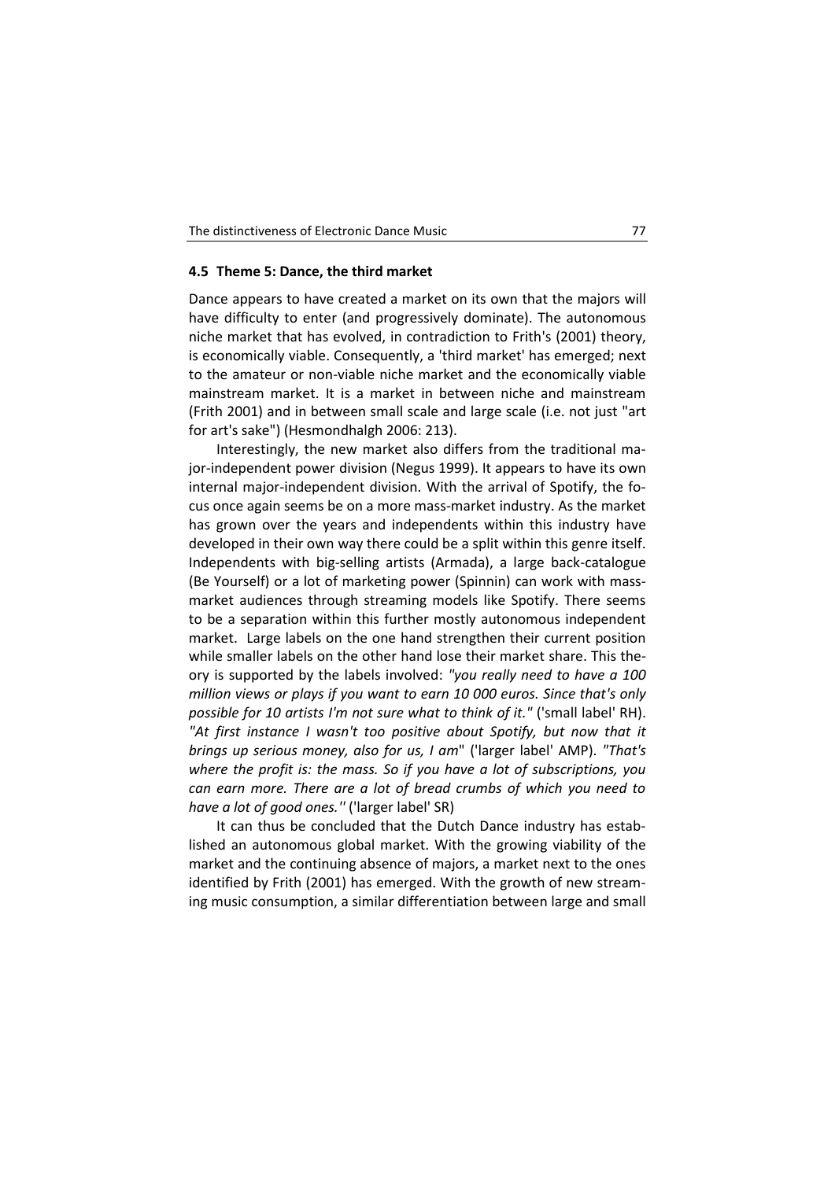### 4.5 Theme 5: Dance, the third market

Dance appears to have created a market on its own that the majors will have difficulty to enter (and progressively dominate). The autonomous niche market that has evolved, in contradiction to Frith's (2001) theory, is economically viable. Consequently, a 'third market' has emerged; next to the amateur or non-viable niche market and the economically viable mainstream market. It is a market in between niche and mainstream (Frith 2001) and in between small scale and large scale (i.e. not just "art for art's sake") (Hesmondhalgh 2006: 213).

Interestingly, the new market also differs from the traditional major-independent power division (Negus 1999). It appears to have its own internal major-independent division. With the arrival of Spotify, the focus once again seems be on a more mass-market industry. As the market has grown over the years and independents within this industry have developed in their own way there could be a split within this genre itself. Independents with big-selling artists (Armada), a large back-catalogue (Be Yourself) or a lot of marketing power (Spinnin) can work with mass-market audiences through streaming models like Spotify. There seems to be a separation within this further mostly autonomous independent market. Large labels on the one hand strengthen their current position while smaller labels on the other hand lose their market share. This theory is supported by the labels involved: *"you really need to have a 100 million views or plays if you want to earn 10 000 euros. Since that's only possible for 10 artists I'm not sure what to think of it."* ('small label' RH). *"At first instance I wasn't too positive about Spotify, but now that it brings up serious money, also for us, I am*" ('larger label' AMP). *"That's where the profit is: the mass. So if you have a lot of subscriptions, you can earn more. There are a lot of bread crumbs of which you need to have a lot of good ones.''* ('larger label' SR)

It can thus be concluded that the Dutch Dance industry has established an autonomous global market. With the growing viability of the market and the continuing absence of majors, a market next to the ones identified by Frith (2001) has emerged. With the growth of new streaming music consumption, a similar differentiation between large and small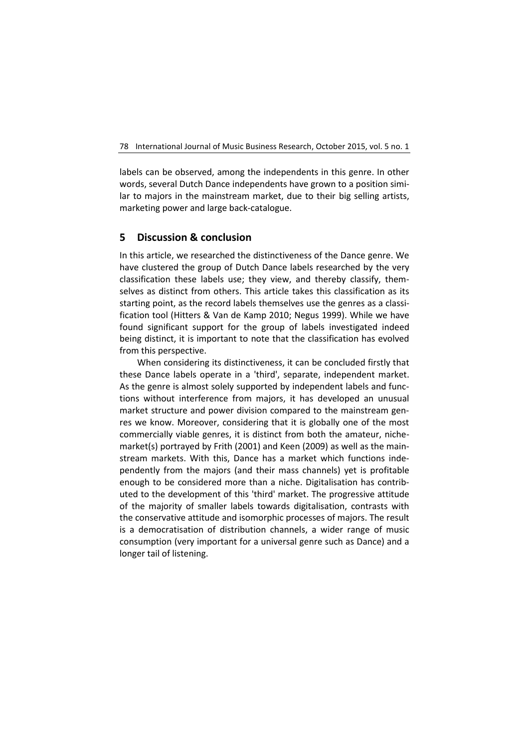labels can be observed, among the independents in this genre. In other words, several Dutch Dance independents have grown to a position similar to majors in the mainstream market, due to their big selling artists, marketing power and large back-catalogue.

## 5 Discussion & conclusion

In this article, we researched the distinctiveness of the Dance genre. We have clustered the group of Dutch Dance labels researched by the very classification these labels use; they view, and thereby classify, themselves as distinct from others. This article takes this classification as its starting point, as the record labels themselves use the genres as a classification tool (Hitters & Van de Kamp 2010; Negus 1999). While we have found significant support for the group of labels investigated indeed being distinct, it is important to note that the classification has evolved from this perspective.

When considering its distinctiveness, it can be concluded firstly that these Dance labels operate in a 'third', separate, independent market. As the genre is almost solely supported by independent labels and functions without interference from majors, it has developed an unusual market structure and power division compared to the mainstream genres we know. Moreover, considering that it is globally one of the most commercially viable genres, it is distinct from both the amateur, niche-market(s) portrayed by Frith (2001) and Keen (2009) as well as the mainstream markets. With this, Dance has a market which functions independently from the majors (and their mass channels) yet is profitable enough to be considered more than a niche. Digitalisation has contributed to the development of this 'third' market. The progressive attitude of the majority of smaller labels towards digitalisation, contrasts with the conservative attitude and isomorphic processes of majors. The result is a democratisation of distribution channels, a wider range of music consumption (very important for a universal genre such as Dance) and a longer tail of listening.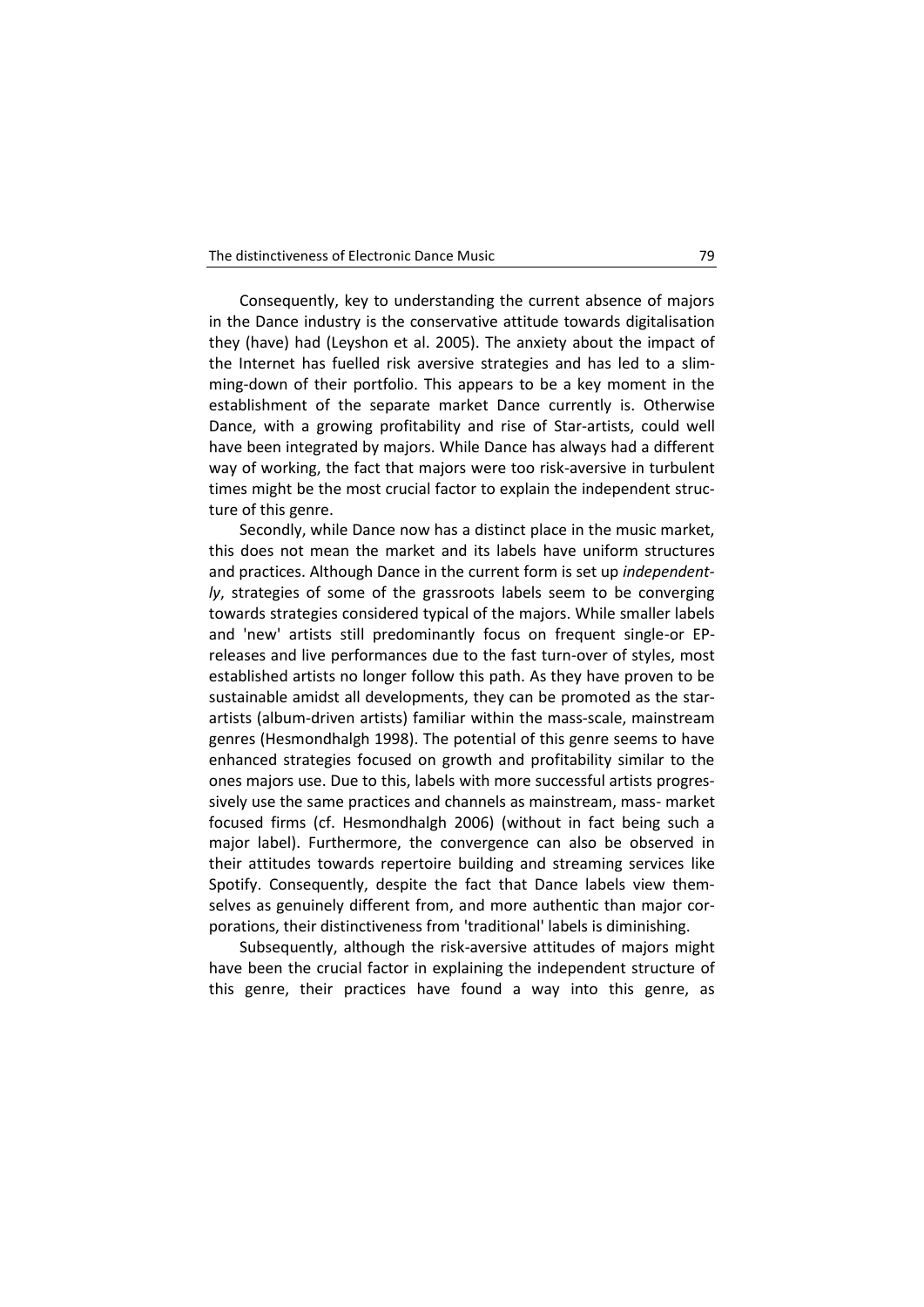Consequently, key to understanding the current absence of majors in the Dance industry is the conservative attitude towards digitalisation they (have) had (Leyshon et al. 2005). The anxiety about the impact of the Internet has fuelled risk aversive strategies and has led to a slimming-down of their portfolio. This appears to be a key moment in the establishment of the separate market Dance currently is. Otherwise Dance, with a growing profitability and rise of Star-artists, could well have been integrated by majors. While Dance has always had a different way of working, the fact that majors were too risk-aversive in turbulent times might be the most crucial factor to explain the independent structure of this genre.

Secondly, while Dance now has a distinct place in the music market, this does not mean the market and its labels have uniform structures and practices. Although Dance in the current form is set up *independently*, strategies of some of the grassroots labels seem to be converging towards strategies considered typical of the majors. While smaller labels and 'new' artists still predominantly focus on frequent single-or EP-releases and live performances due to the fast turn-over of styles, most established artists no longer follow this path. As they have proven to be sustainable amidst all developments, they can be promoted as the star-artists (album-driven artists) familiar within the mass-scale, mainstream genres (Hesmondhalgh 1998). The potential of this genre seems to have enhanced strategies focused on growth and profitability similar to the ones majors use. Due to this, labels with more successful artists progressively use the same practices and channels as mainstream, mass- market focused firms (cf. Hesmondhalgh 2006) (without in fact being such a major label). Furthermore, the convergence can also be observed in their attitudes towards repertoire building and streaming services like Spotify. Consequently, despite the fact that Dance labels view themselves as genuinely different from, and more authentic than major corporations, their distinctiveness from 'traditional' labels is diminishing.

Subsequently, although the risk-aversive attitudes of majors might have been the crucial factor in explaining the independent structure of this genre, their practices have found a way into this genre, as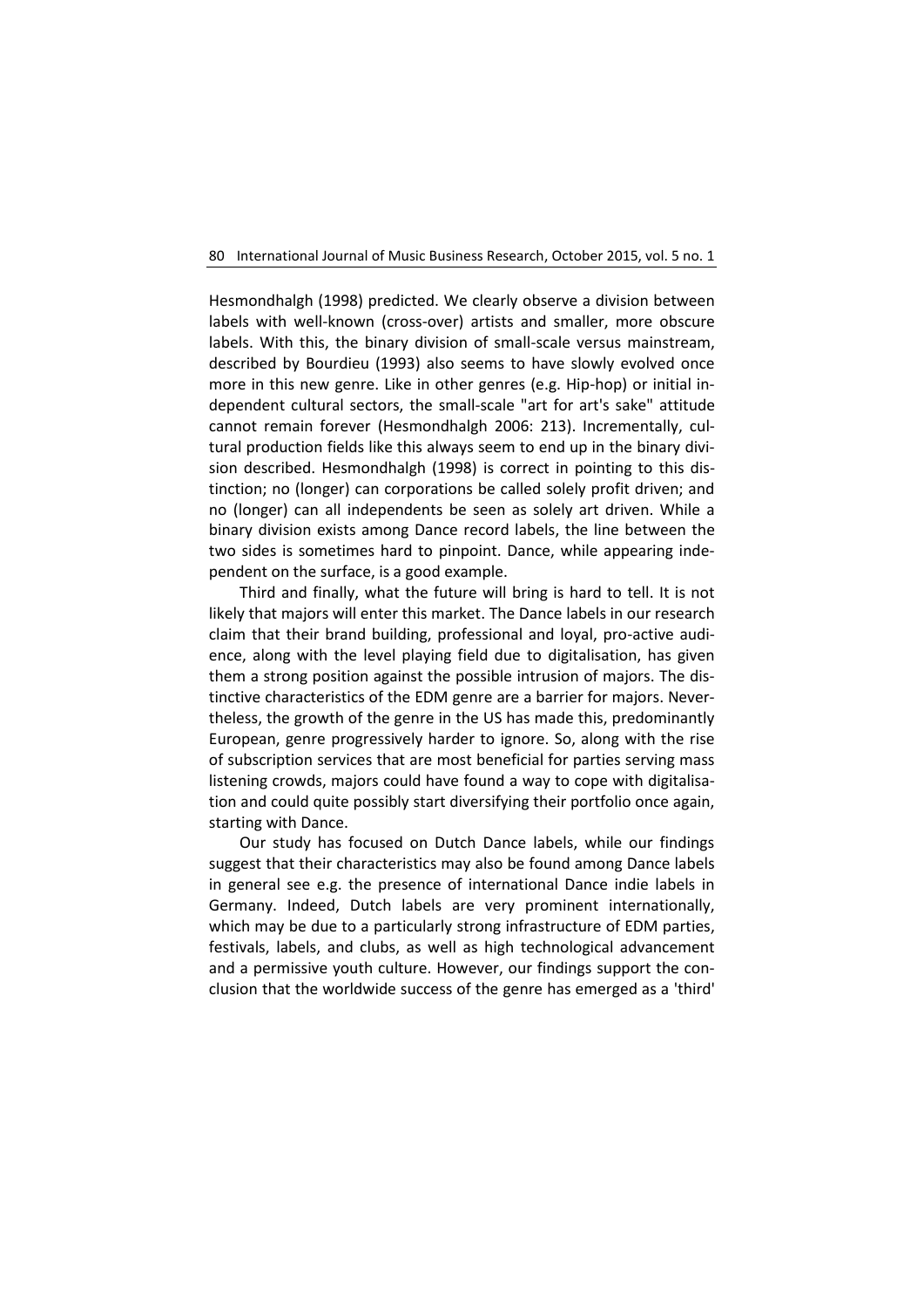Hesmondhalgh (1998) predicted. We clearly observe a division between labels with well-known (cross-over) artists and smaller, more obscure labels. With this, the binary division of small-scale versus mainstream, described by Bourdieu (1993) also seems to have slowly evolved once more in this new genre. Like in other genres (e.g. Hip-hop) or initial independent cultural sectors, the small-scale "art for art's sake" attitude cannot remain forever (Hesmondhalgh 2006: 213). Incrementally, cultural production fields like this always seem to end up in the binary division described. Hesmondhalgh (1998) is correct in pointing to this distinction; no (longer) can corporations be called solely profit driven; and no (longer) can all independents be seen as solely art driven. While a binary division exists among Dance record labels, the line between the two sides is sometimes hard to pinpoint. Dance, while appearing independent on the surface, is a good example.

Third and finally, what the future will bring is hard to tell. It is not likely that majors will enter this market. The Dance labels in our research claim that their brand building, professional and loyal, pro-active audience, along with the level playing field due to digitalisation, has given them a strong position against the possible intrusion of majors. The distinctive characteristics of the EDM genre are a barrier for majors. Nevertheless, the growth of the genre in the US has made this, predominantly European, genre progressively harder to ignore. So, along with the rise of subscription services that are most beneficial for parties serving mass listening crowds, majors could have found a way to cope with digitalisation and could quite possibly start diversifying their portfolio once again, starting with Dance.

Our study has focused on Dutch Dance labels, while our findings suggest that their characteristics may also be found among Dance labels in general see e.g. the presence of international Dance indie labels in Germany. Indeed, Dutch labels are very prominent internationally, which may be due to a particularly strong infrastructure of EDM parties, festivals, labels, and clubs, as well as high technological advancement and a permissive youth culture. However, our findings support the conclusion that the worldwide success of the genre has emerged as a 'third'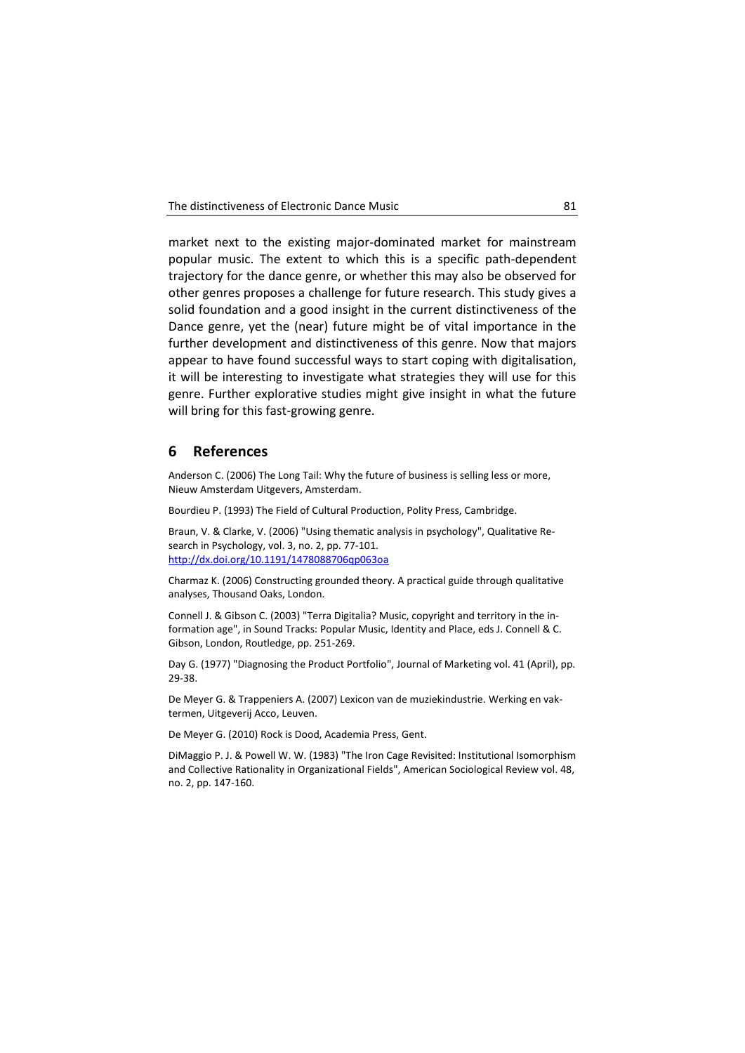market next to the existing major-dominated market for mainstream popular music. The extent to which this is a specific path-dependent trajectory for the dance genre, or whether this may also be observed for other genres proposes a challenge for future research. This study gives a solid foundation and a good insight in the current distinctiveness of the Dance genre, yet the (near) future might be of vital importance in the further development and distinctiveness of this genre. Now that majors appear to have found successful ways to start coping with digitalisation, it will be interesting to investigate what strategies they will use for this genre. Further explorative studies might give insight in what the future will bring for this fast-growing genre.

## 6 References

Anderson C. (2006) The Long Tail: Why the future of business is selling less or more, Nieuw Amsterdam Uitgevers, Amsterdam.

Bourdieu P. (1993) The Field of Cultural Production, Polity Press, Cambridge.

Braun, V. & Clarke, V. (2006) "Using thematic analysis in psychology", Qualitative Research in Psychology, vol. 3, no. 2, pp. 77-101. http://dx.doi.org/10.1191/1478088706qp063oa

Charmaz K. (2006) Constructing grounded theory. A practical guide through qualitative analyses, Thousand Oaks, London.

Connell J. & Gibson C. (2003) "Terra Digitalia? Music, copyright and territory in the information age", in Sound Tracks: Popular Music, Identity and Place, eds J. Connell & C. Gibson, London, Routledge, pp. 251-269.

Day G. (1977) "Diagnosing the Product Portfolio", Journal of Marketing vol. 41 (April), pp. 29-38.

De Meyer G. & Trappeniers A. (2007) Lexicon van de muziekindustrie. Werking en vaktermen, Uitgeverij Acco, Leuven.

De Meyer G. (2010) Rock is Dood, Academia Press, Gent.

DiMaggio P. J. & Powell W. W. (1983) "The Iron Cage Revisited: Institutional Isomorphism and Collective Rationality in Organizational Fields", American Sociological Review vol. 48, no. 2, pp. 147-160.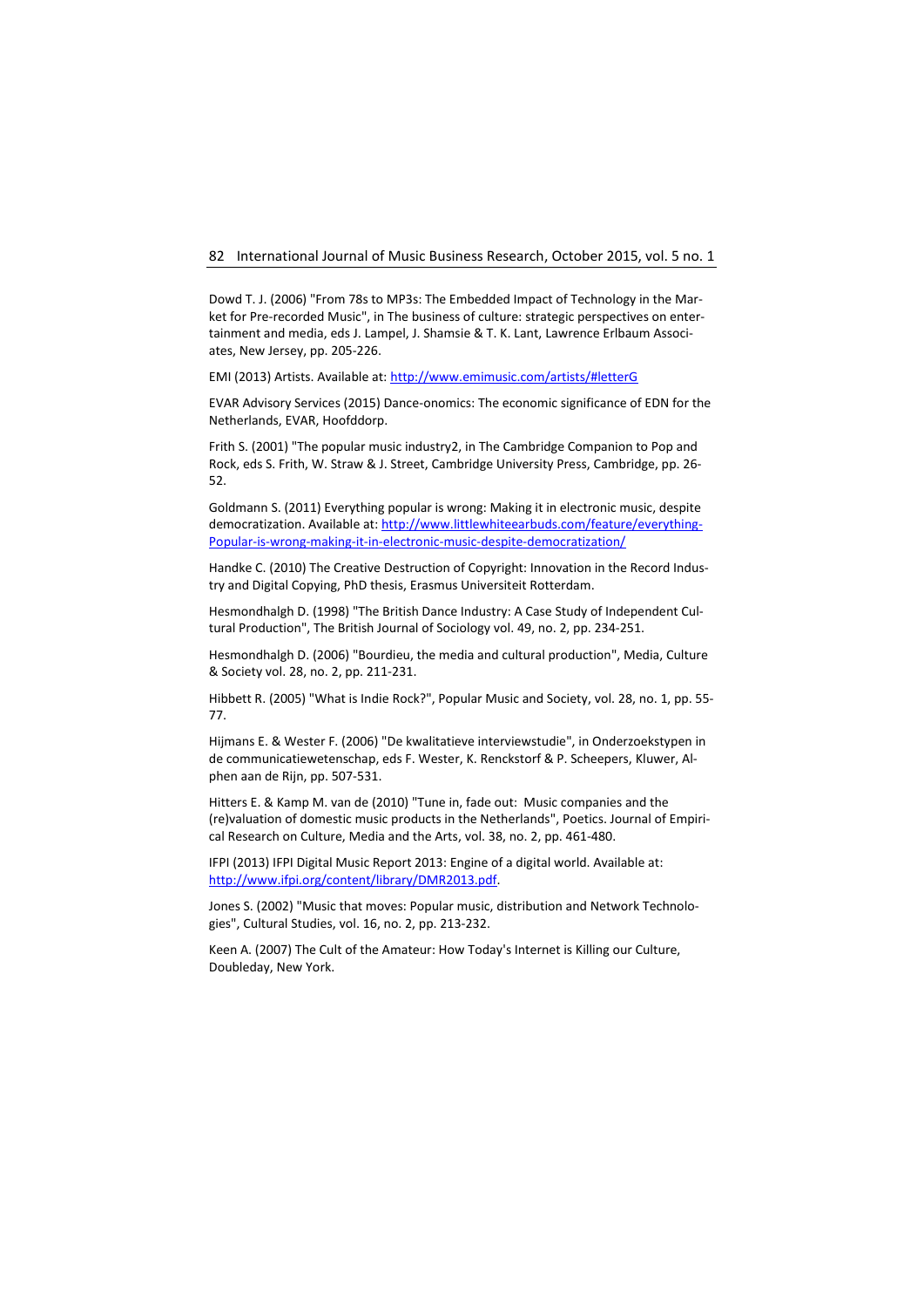Dowd T. J. (2006) "From 78s to MP3s: The Embedded Impact of Technology in the Market for Pre-recorded Music", in The business of culture: strategic perspectives on entertainment and media, eds J. Lampel, J. Shamsie & T. K. Lant, Lawrence Erlbaum Associates, New Jersey, pp. 205-226.

EMI (2013) Artists. Available at: [http://www.emimusic.com/artists/#letterG](http://www.emimusic.com/artists/#letterG)

EVAR Advisory Services (2015) Dance-onomics: The economic significance of EDN for the Netherlands, EVAR, Hoofddorp.

Frith S. (2001) "The popular music industry2, in The Cambridge Companion to Pop and Rock, eds S. Frith, W. Straw & J. Street, Cambridge University Press, Cambridge, pp. 26-52.

Goldmann S. (2011) Everything popular is wrong: Making it in electronic music, despite democratization. Available at: [http://www.littlewhiteearbuds.com/feature/everything-Popular-is-wrong-making-it-in-electronic-music-despite-democratization/](http://www.littlewhiteearbuds.com/feature/everything-Popular-is-wrong-making-it-in-electronic-music-despite-democratization/)

Handke C. (2010) The Creative Destruction of Copyright: Innovation in the Record Industry and Digital Copying, PhD thesis, Erasmus Universiteit Rotterdam.

Hesmondhalgh D. (1998) "The British Dance Industry: A Case Study of Independent Cultural Production", The British Journal of Sociology vol. 49, no. 2, pp. 234-251.

Hesmondhalgh D. (2006) "Bourdieu, the media and cultural production", Media, Culture & Society vol. 28, no. 2, pp. 211-231.

Hibbett R. (2005) "What is Indie Rock?", Popular Music and Society, vol. 28, no. 1, pp. 55-77.

Hijmans E. & Wester F. (2006) "De kwalitatieve interviewstudie", in Onderzoekstypen in de communicatiewetenschap, eds F. Wester, K. Renckstorf & P. Scheepers, Kluwer, Alphen aan de Rijn, pp. 507-531.

Hitters E. & Kamp M. van de (2010) "Tune in, fade out: Music companies and the (re)valuation of domestic music products in the Netherlands", Poetics. Journal of Empirical Research on Culture, Media and the Arts, vol. 38, no. 2, pp. 461-480.

IFPI (2013) IFPI Digital Music Report 2013: Engine of a digital world. Available at: [http://www.ifpi.org/content/library/DMR2013.pdf](http://www.ifpi.org/content/library/DMR2013.pdf).

Jones S. (2002) "Music that moves: Popular music, distribution and Network Technologies", Cultural Studies, vol. 16, no. 2, pp. 213-232.

Keen A. (2007) The Cult of the Amateur: How Today's Internet is Killing our Culture, Doubleday, New York.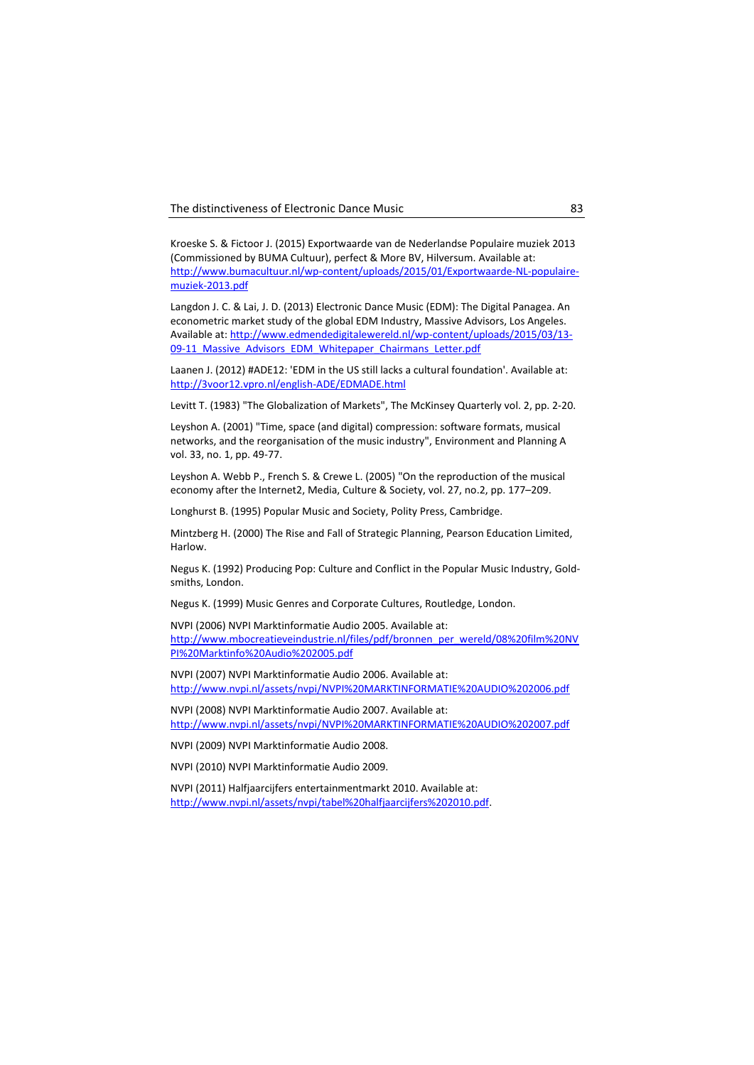Kroeske S. & Fictoor J. (2015) Exportwaarde van de Nederlandse Populaire muziek 2013 (Commissioned by BUMA Cultuur), perfect & More BV, Hilversum. Available at: http://www.bumacultuur.nl/wp-content/uploads/2015/01/Exportwaarde-NL-populaire-muziek-2013.pdf

Langdon J. C. & Lai, J. D. (2013) Electronic Dance Music (EDM): The Digital Panagea. An econometric market study of the global EDM Industry, Massive Advisors, Los Angeles. Available at: http://www.edmendedigitalewereld.nl/wp-content/uploads/2015/03/13-09-11_Massive_Advisors_EDM_Whitepaper_Chairmans_Letter.pdf

Laanen J. (2012) #ADE12: 'EDM in the US still lacks a cultural foundation'. Available at: http://3voor12.vpro.nl/english-ADE/EDMADE.html

Levitt T. (1983) "The Globalization of Markets", The McKinsey Quarterly vol. 2, pp. 2-20.

Leyshon A. (2001) "Time, space (and digital) compression: software formats, musical networks, and the reorganisation of the music industry", Environment and Planning A vol. 33, no. 1, pp. 49-77.

Leyshon A. Webb P., French S. & Crewe L. (2005) "On the reproduction of the musical economy after the Internet2, Media, Culture & Society, vol. 27, no.2, pp. 177–209.

Longhurst B. (1995) Popular Music and Society, Polity Press, Cambridge.

Mintzberg H. (2000) The Rise and Fall of Strategic Planning, Pearson Education Limited, Harlow.

Negus K. (1992) Producing Pop: Culture and Conflict in the Popular Music Industry, Goldsmiths, London.

Negus K. (1999) Music Genres and Corporate Cultures, Routledge, London.

NVPI (2006) NVPI Marktinformatie Audio 2005. Available at: http://www.mbocreatieveindustrie.nl/files/pdf/bronnen_per_wereld/08%20film%20NVPI%20Marktinfo%20Audio%202005.pdf

NVPI (2007) NVPI Marktinformatie Audio 2006. Available at: http://www.nvpi.nl/assets/nvpi/NVPI%20MARKTINFORMATIE%20AUDIO%202006.pdf

NVPI (2008) NVPI Marktinformatie Audio 2007. Available at: http://www.nvpi.nl/assets/nvpi/NVPI%20MARKTINFORMATIE%20AUDIO%202007.pdf

NVPI (2009) NVPI Marktinformatie Audio 2008.

NVPI (2010) NVPI Marktinformatie Audio 2009.

NVPI (2011) Halfjaarcijfers entertainmentmarkt 2010. Available at: http://www.nvpi.nl/assets/nvpi/tabel%20halfjaarcijfers%202010.pdf.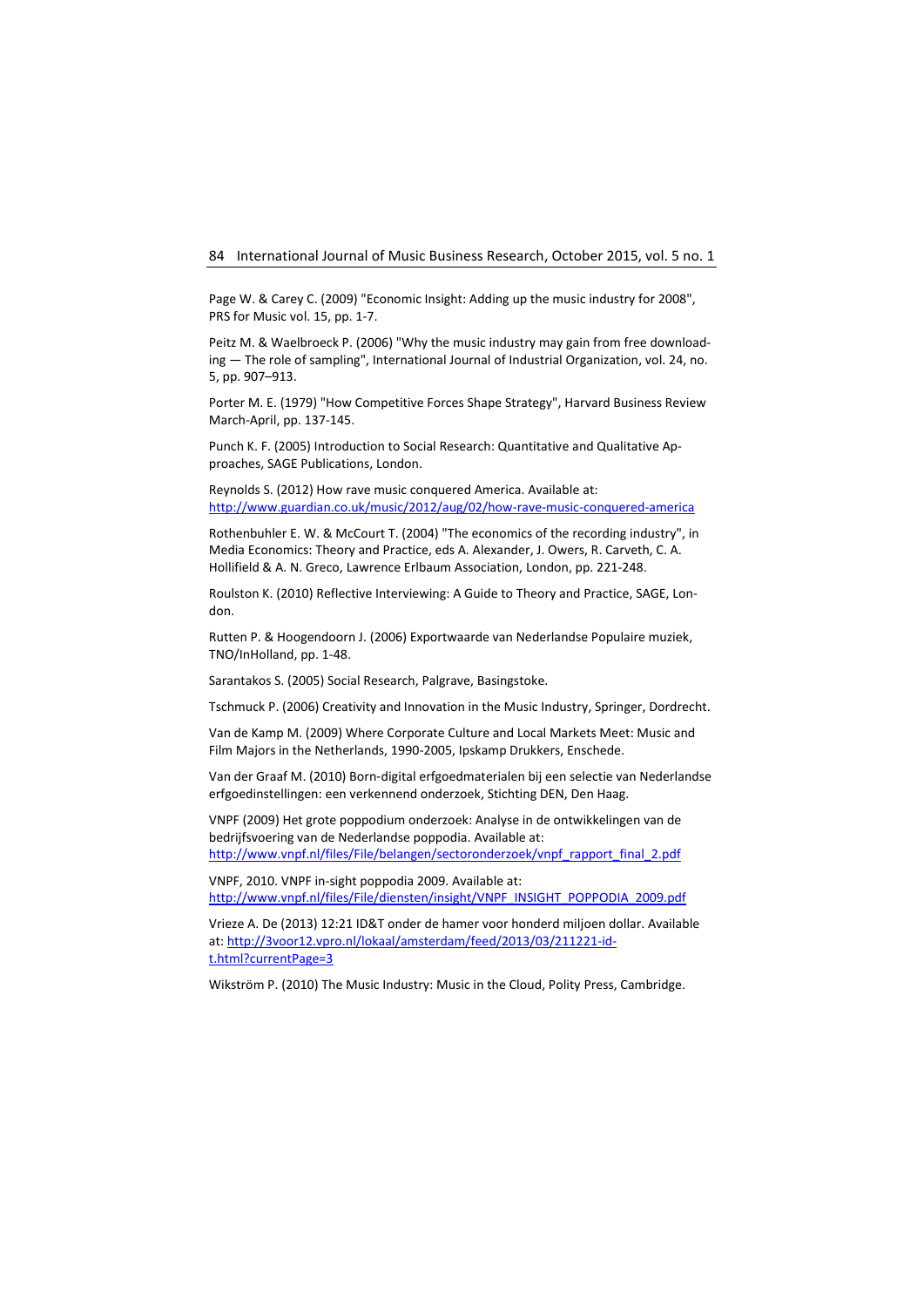Page W. & Carey C. (2009) "Economic Insight: Adding up the music industry for 2008", PRS for Music vol. 15, pp. 1-7.

Peitz M. & Waelbroeck P. (2006) "Why the music industry may gain from free downloading — The role of sampling", International Journal of Industrial Organization, vol. 24, no. 5, pp. 907–913.

Porter M. E. (1979) "How Competitive Forces Shape Strategy", Harvard Business Review March-April, pp. 137-145.

Punch K. F. (2005) Introduction to Social Research: Quantitative and Qualitative Approaches, SAGE Publications, London.

Reynolds S. (2012) How rave music conquered America. Available at: http://www.guardian.co.uk/music/2012/aug/02/how-rave-music-conquered-america

Rothenbuhler E. W. & McCourt T. (2004) "The economics of the recording industry", in Media Economics: Theory and Practice, eds A. Alexander, J. Owers, R. Carveth, C. A. Hollifield & A. N. Greco, Lawrence Erlbaum Association, London, pp. 221-248.

Roulston K. (2010) Reflective Interviewing: A Guide to Theory and Practice, SAGE, London.

Rutten P. & Hoogendoorn J. (2006) Exportwaarde van Nederlandse Populaire muziek, TNO/InHolland, pp. 1-48.

Sarantakos S. (2005) Social Research, Palgrave, Basingstoke.

Tschmuck P. (2006) Creativity and Innovation in the Music Industry, Springer, Dordrecht.

Van de Kamp M. (2009) Where Corporate Culture and Local Markets Meet: Music and Film Majors in the Netherlands, 1990-2005, Ipskamp Drukkers, Enschede.

Van der Graaf M. (2010) Born-digital erfgoedmaterialen bij een selectie van Nederlandse erfgoedinstellingen: een verkennend onderzoek, Stichting DEN, Den Haag.

VNPF (2009) Het grote poppodium onderzoek: Analyse in de ontwikkelingen van de bedrijfsvoering van de Nederlandse poppodia. Available at: http://www.vnpf.nl/files/File/belangen/sectoronderzoek/vnpf_rapport_final_2.pdf

VNPF, 2010. VNPF in-sight poppodia 2009. Available at: http://www.vnpf.nl/files/File/diensten/insight/VNPF_INSIGHT_POPPODIA_2009.pdf

Vrieze A. De (2013) 12:21 ID&T onder de hamer voor honderd miljoen dollar. Available at: http://3voor12.vpro.nl/lokaal/amsterdam/feed/2013/03/211221-id-t.html?currentPage=3

Wikström P. (2010) The Music Industry: Music in the Cloud, Polity Press, Cambridge.